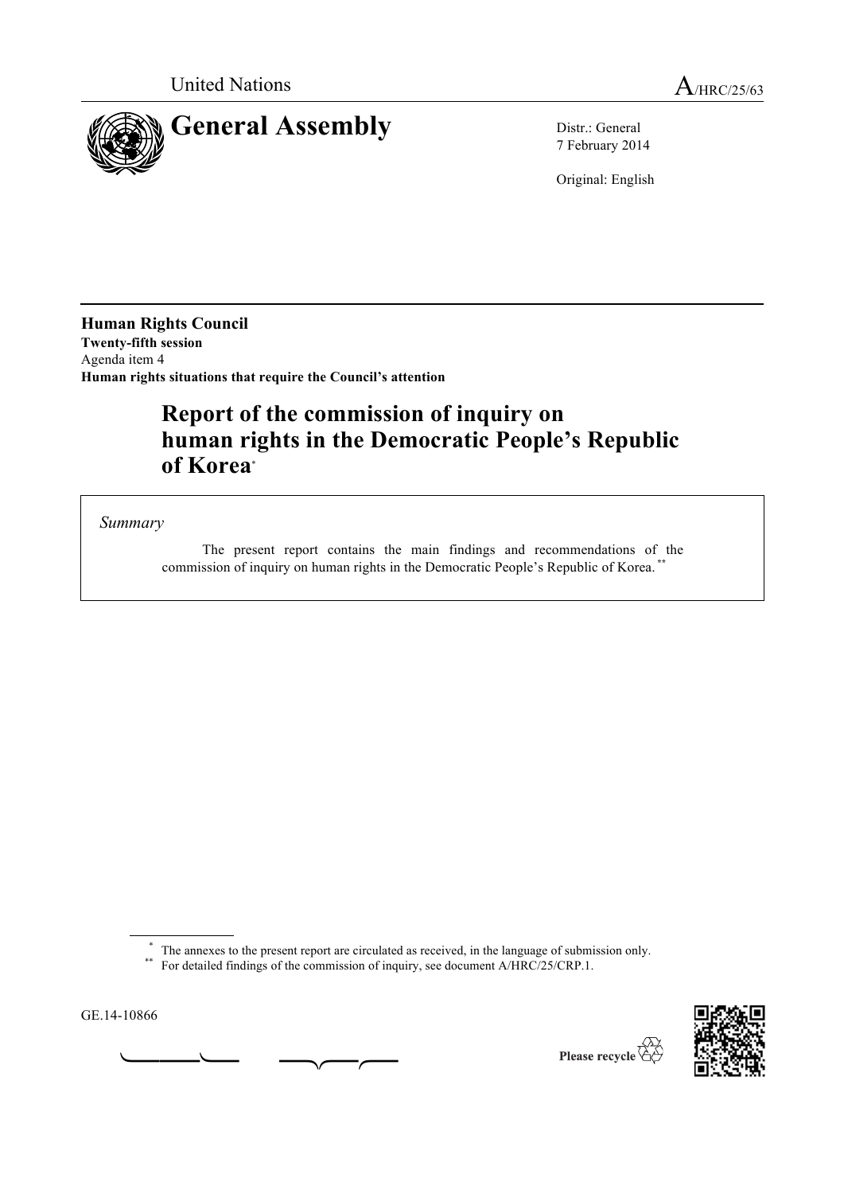United Nations

A/HRC/25/63

# General Assembly

Distr.: General
7 February 2014

Original: English

**Human Rights Council**
**Twenty-fifth session**
Agenda item 4
**Human rights situations that require the Council's attention**

## Report of the commission of inquiry on human rights in the Democratic People's Republic of Korea[*]

*Summary*

The present report contains the main findings and recommendations of the commission of inquiry on human rights in the Democratic People's Republic of Korea.[**]

[*] The annexes to the present report are circulated as received, in the language of submission only.
[**] For detailed findings of the commission of inquiry, see document A/HRC/25/CRP.1.

GE.14-10866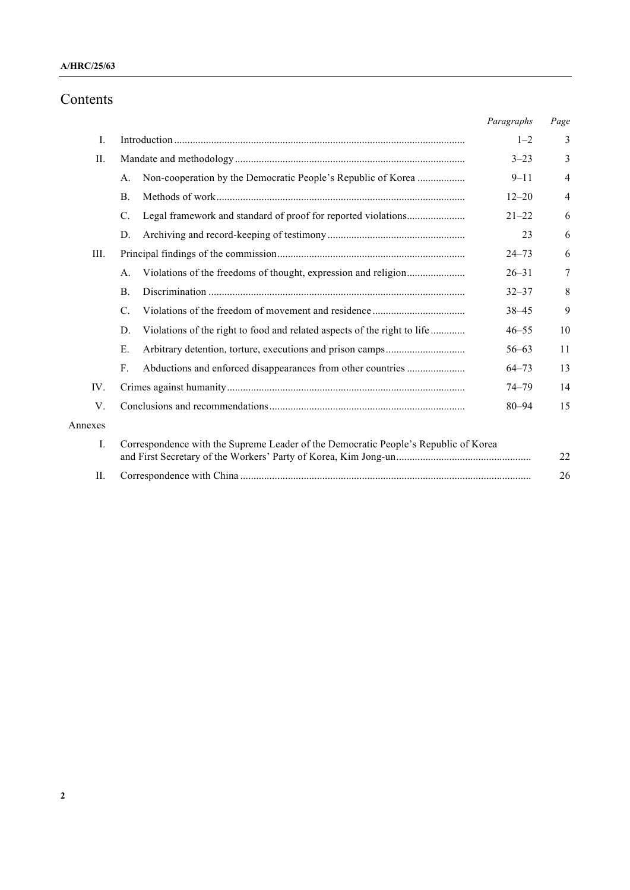# Contents

| | | Paragraphs | Page |
|---|---|---|---|
| I. | Introduction | 1–2 | 3 |
| II. | Mandate and methodology | 3–23 | 3 |
| | A. Non-cooperation by the Democratic People's Republic of Korea | 9–11 | 4 |
| | B. Methods of work | 12–20 | 4 |
| | C. Legal framework and standard of proof for reported violations | 21–22 | 6 |
| | D. Archiving and record-keeping of testimony | 23 | 6 |
| III. | Principal findings of the commission | 24–73 | 6 |
| | A. Violations of the freedoms of thought, expression and religion | 26–31 | 7 |
| | B. Discrimination | 32–37 | 8 |
| | C. Violations of the freedom of movement and residence | 38–45 | 9 |
| | D. Violations of the right to food and related aspects of the right to life | 46–55 | 10 |
| | E. Arbitrary detention, torture, executions and prison camps | 56–63 | 11 |
| | F. Abductions and enforced disappearances from other countries | 64–73 | 13 |
| IV. | Crimes against humanity | 74–79 | 14 |
| V. | Conclusions and recommendations | 80–94 | 15 |
| Annexes | | | |
| I. | Correspondence with the Supreme Leader of the Democratic People's Republic of Korea and First Secretary of the Workers' Party of Korea, Kim Jong-un | | 22 |
| II. | Correspondence with China | | 26 |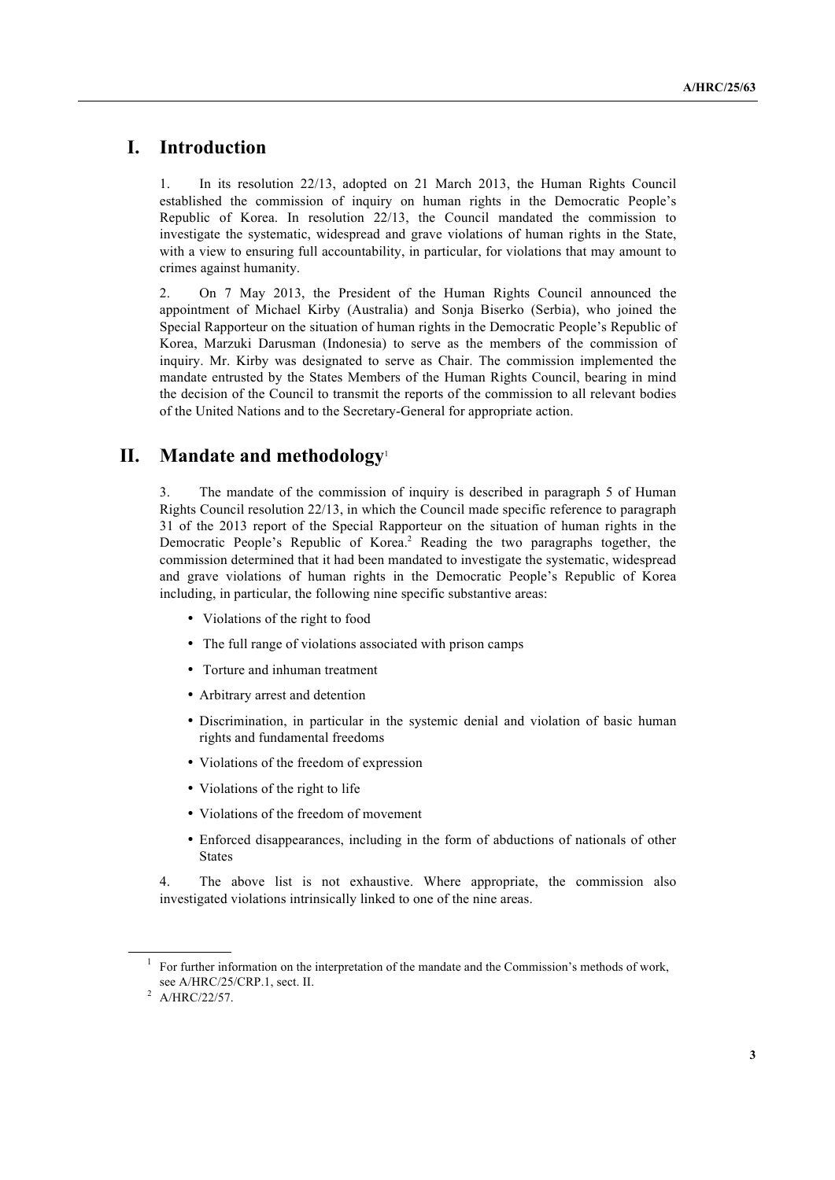# I. Introduction

1. In its resolution 22/13, adopted on 21 March 2013, the Human Rights Council established the commission of inquiry on human rights in the Democratic People's Republic of Korea. In resolution 22/13, the Council mandated the commission to investigate the systematic, widespread and grave violations of human rights in the State, with a view to ensuring full accountability, in particular, for violations that may amount to crimes against humanity.

2. On 7 May 2013, the President of the Human Rights Council announced the appointment of Michael Kirby (Australia) and Sonja Biserko (Serbia), who joined the Special Rapporteur on the situation of human rights in the Democratic People's Republic of Korea, Marzuki Darusman (Indonesia) to serve as the members of the commission of inquiry. Mr. Kirby was designated to serve as Chair. The commission implemented the mandate entrusted by the States Members of the Human Rights Council, bearing in mind the decision of the Council to transmit the reports of the commission to all relevant bodies of the United Nations and to the Secretary-General for appropriate action.

# II. Mandate and methodology[1]

3. The mandate of the commission of inquiry is described in paragraph 5 of Human Rights Council resolution 22/13, in which the Council made specific reference to paragraph 31 of the 2013 report of the Special Rapporteur on the situation of human rights in the Democratic People's Republic of Korea.[2] Reading the two paragraphs together, the commission determined that it had been mandated to investigate the systematic, widespread and grave violations of human rights in the Democratic People's Republic of Korea including, in particular, the following nine specific substantive areas:

- Violations of the right to food
- The full range of violations associated with prison camps
- Torture and inhuman treatment
- Arbitrary arrest and detention
- Discrimination, in particular in the systemic denial and violation of basic human rights and fundamental freedoms
- Violations of the freedom of expression
- Violations of the right to life
- Violations of the freedom of movement
- Enforced disappearances, including in the form of abductions of nationals of other States

4. The above list is not exhaustive. Where appropriate, the commission also investigated violations intrinsically linked to one of the nine areas.

[1] For further information on the interpretation of the mandate and the Commission's methods of work, see A/HRC/25/CRP.1, sect. II.

[2] A/HRC/22/57.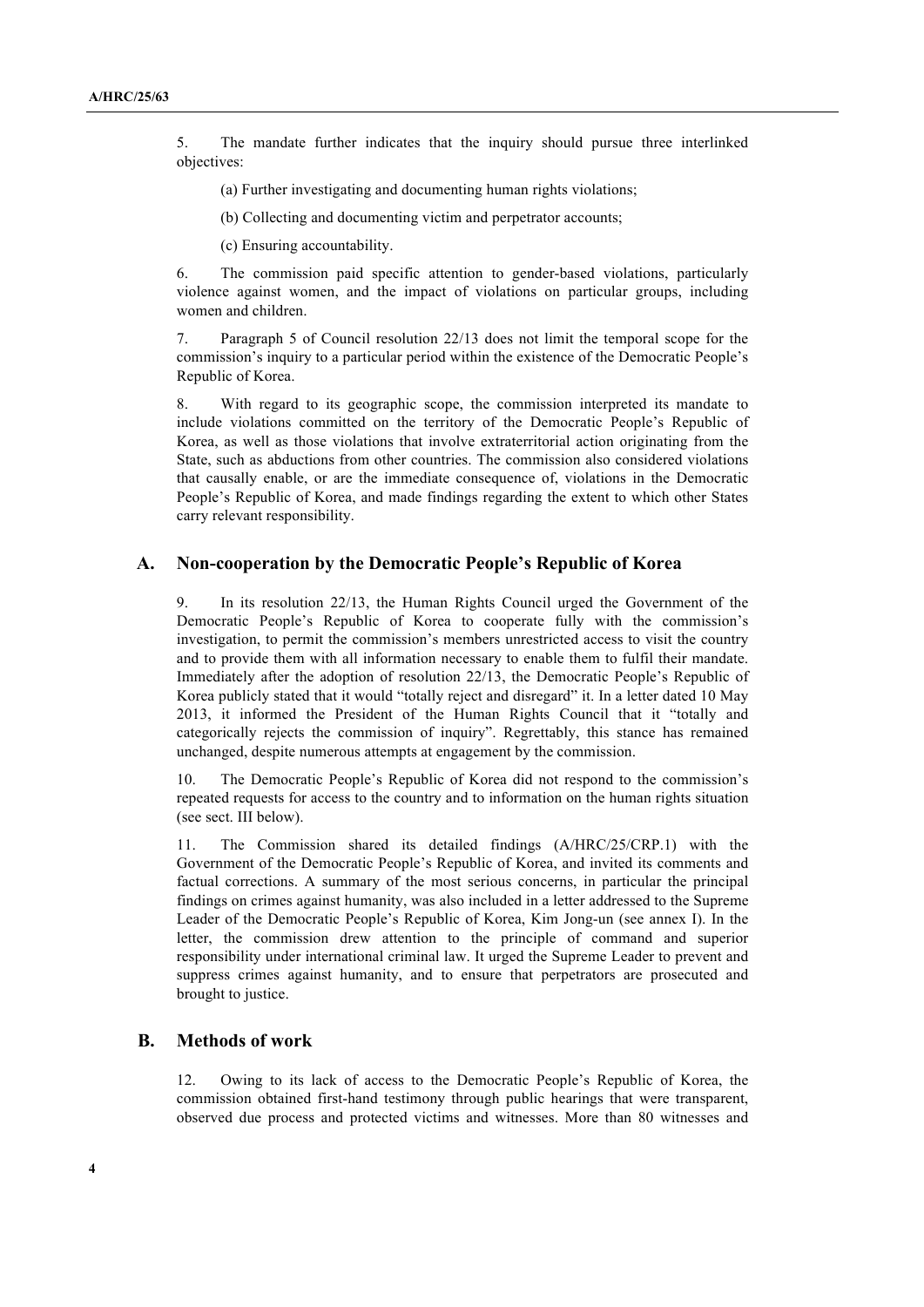5. The mandate further indicates that the inquiry should pursue three interlinked objectives:

(a) Further investigating and documenting human rights violations;

(b) Collecting and documenting victim and perpetrator accounts;

(c) Ensuring accountability.

6. The commission paid specific attention to gender-based violations, particularly violence against women, and the impact of violations on particular groups, including women and children.

7. Paragraph 5 of Council resolution 22/13 does not limit the temporal scope for the commission's inquiry to a particular period within the existence of the Democratic People's Republic of Korea.

8. With regard to its geographic scope, the commission interpreted its mandate to include violations committed on the territory of the Democratic People's Republic of Korea, as well as those violations that involve extraterritorial action originating from the State, such as abductions from other countries. The commission also considered violations that causally enable, or are the immediate consequence of, violations in the Democratic People's Republic of Korea, and made findings regarding the extent to which other States carry relevant responsibility.

## A. Non-cooperation by the Democratic People's Republic of Korea

9. In its resolution 22/13, the Human Rights Council urged the Government of the Democratic People's Republic of Korea to cooperate fully with the commission's investigation, to permit the commission's members unrestricted access to visit the country and to provide them with all information necessary to enable them to fulfil their mandate. Immediately after the adoption of resolution 22/13, the Democratic People's Republic of Korea publicly stated that it would "totally reject and disregard" it. In a letter dated 10 May 2013, it informed the President of the Human Rights Council that it "totally and categorically rejects the commission of inquiry". Regrettably, this stance has remained unchanged, despite numerous attempts at engagement by the commission.

10. The Democratic People's Republic of Korea did not respond to the commission's repeated requests for access to the country and to information on the human rights situation (see sect. III below).

11. The Commission shared its detailed findings (A/HRC/25/CRP.1) with the Government of the Democratic People's Republic of Korea, and invited its comments and factual corrections. A summary of the most serious concerns, in particular the principal findings on crimes against humanity, was also included in a letter addressed to the Supreme Leader of the Democratic People's Republic of Korea, Kim Jong-un (see annex I). In the letter, the commission drew attention to the principle of command and superior responsibility under international criminal law. It urged the Supreme Leader to prevent and suppress crimes against humanity, and to ensure that perpetrators are prosecuted and brought to justice.

## B. Methods of work

12. Owing to its lack of access to the Democratic People's Republic of Korea, the commission obtained first-hand testimony through public hearings that were transparent, observed due process and protected victims and witnesses. More than 80 witnesses and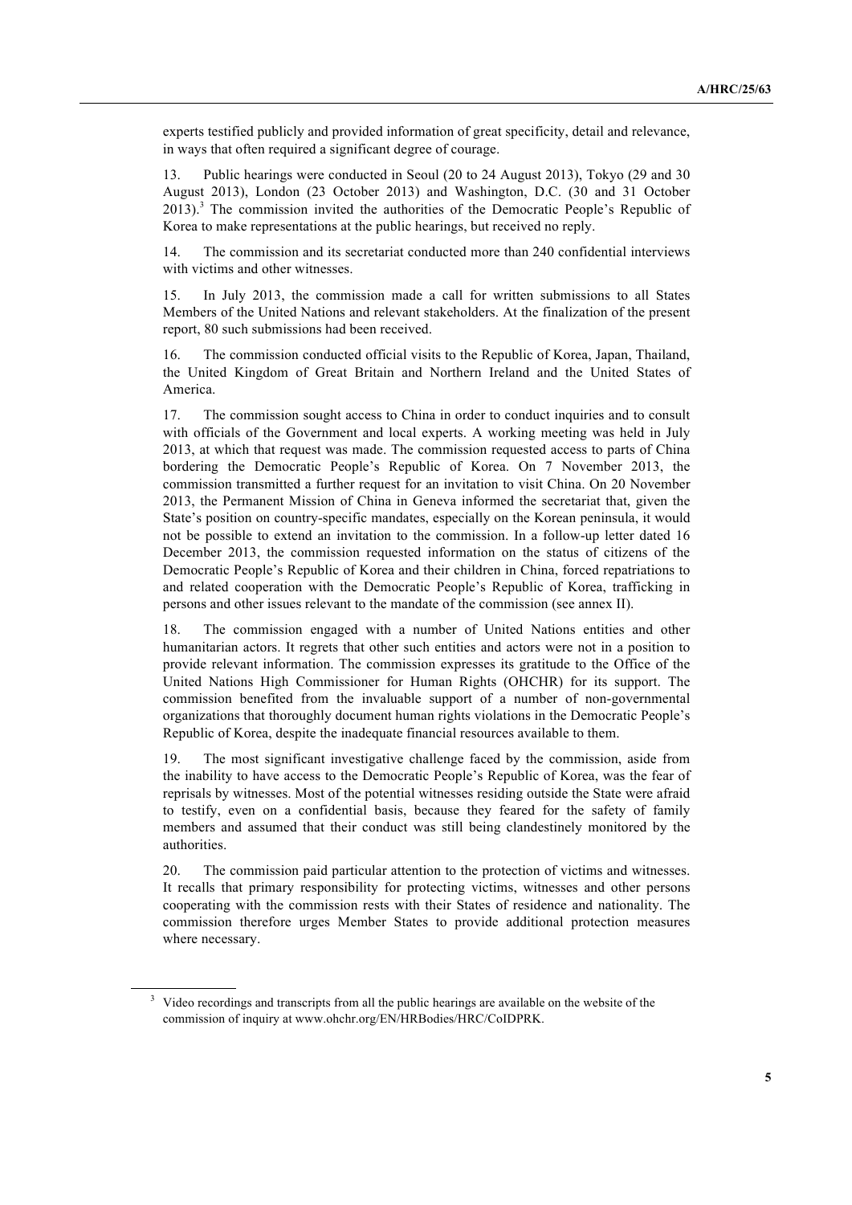experts testified publicly and provided information of great specificity, detail and relevance, in ways that often required a significant degree of courage.

13. Public hearings were conducted in Seoul (20 to 24 August 2013), Tokyo (29 and 30 August 2013), London (23 October 2013) and Washington, D.C. (30 and 31 October 2013).[3] The commission invited the authorities of the Democratic People's Republic of Korea to make representations at the public hearings, but received no reply.

14. The commission and its secretariat conducted more than 240 confidential interviews with victims and other witnesses.

15. In July 2013, the commission made a call for written submissions to all States Members of the United Nations and relevant stakeholders. At the finalization of the present report, 80 such submissions had been received.

16. The commission conducted official visits to the Republic of Korea, Japan, Thailand, the United Kingdom of Great Britain and Northern Ireland and the United States of America.

17. The commission sought access to China in order to conduct inquiries and to consult with officials of the Government and local experts. A working meeting was held in July 2013, at which that request was made. The commission requested access to parts of China bordering the Democratic People's Republic of Korea. On 7 November 2013, the commission transmitted a further request for an invitation to visit China. On 20 November 2013, the Permanent Mission of China in Geneva informed the secretariat that, given the State's position on country-specific mandates, especially on the Korean peninsula, it would not be possible to extend an invitation to the commission. In a follow-up letter dated 16 December 2013, the commission requested information on the status of citizens of the Democratic People's Republic of Korea and their children in China, forced repatriations to and related cooperation with the Democratic People's Republic of Korea, trafficking in persons and other issues relevant to the mandate of the commission (see annex II).

18. The commission engaged with a number of United Nations entities and other humanitarian actors. It regrets that other such entities and actors were not in a position to provide relevant information. The commission expresses its gratitude to the Office of the United Nations High Commissioner for Human Rights (OHCHR) for its support. The commission benefited from the invaluable support of a number of non-governmental organizations that thoroughly document human rights violations in the Democratic People's Republic of Korea, despite the inadequate financial resources available to them.

19. The most significant investigative challenge faced by the commission, aside from the inability to have access to the Democratic People's Republic of Korea, was the fear of reprisals by witnesses. Most of the potential witnesses residing outside the State were afraid to testify, even on a confidential basis, because they feared for the safety of family members and assumed that their conduct was still being clandestinely monitored by the authorities.

20. The commission paid particular attention to the protection of victims and witnesses. It recalls that primary responsibility for protecting victims, witnesses and other persons cooperating with the commission rests with their States of residence and nationality. The commission therefore urges Member States to provide additional protection measures where necessary.

[3] Video recordings and transcripts from all the public hearings are available on the website of the commission of inquiry at www.ohchr.org/EN/HRBodies/HRC/CoIDPRK.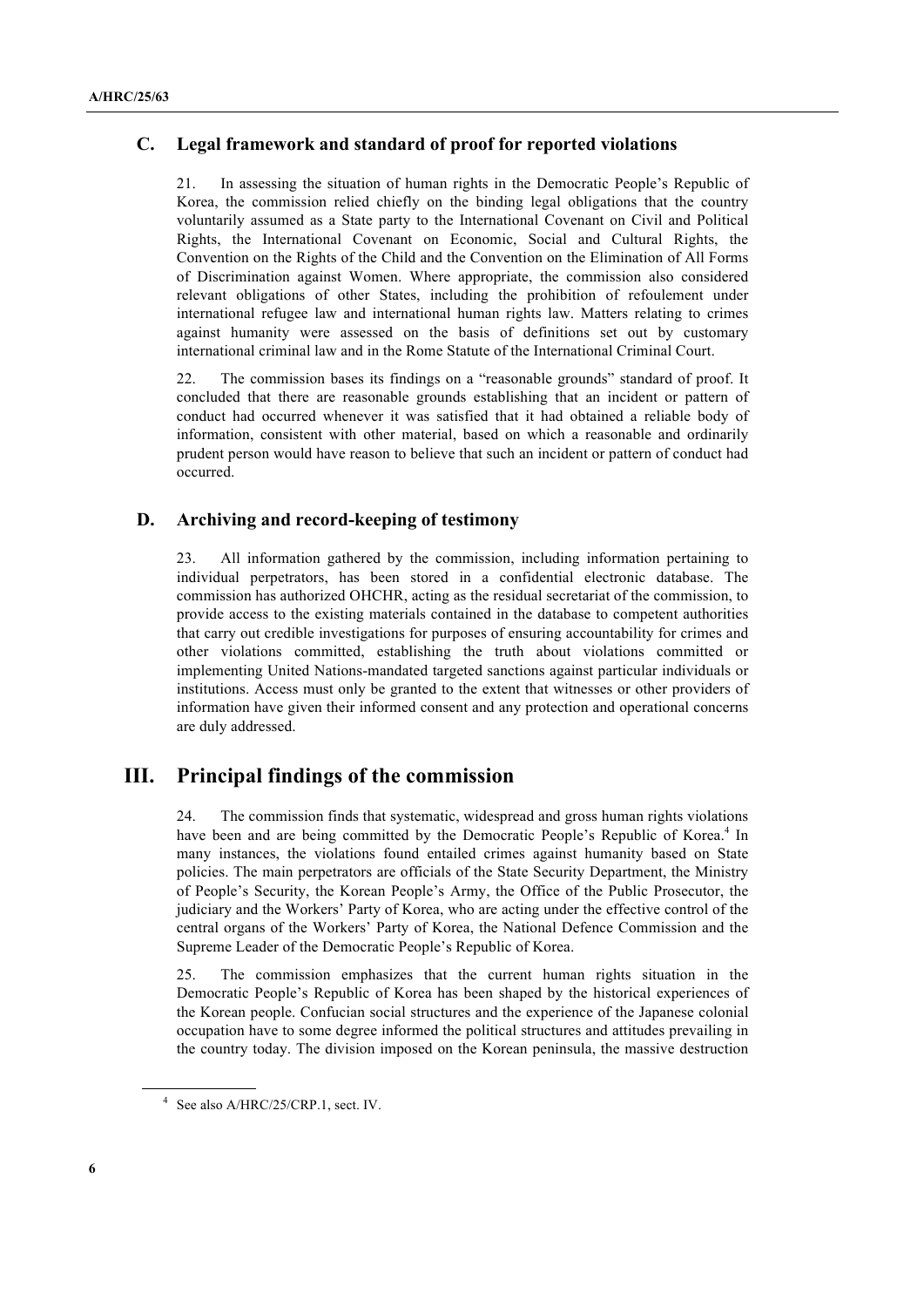## C. Legal framework and standard of proof for reported violations

21. In assessing the situation of human rights in the Democratic People's Republic of Korea, the commission relied chiefly on the binding legal obligations that the country voluntarily assumed as a State party to the International Covenant on Civil and Political Rights, the International Covenant on Economic, Social and Cultural Rights, the Convention on the Rights of the Child and the Convention on the Elimination of All Forms of Discrimination against Women. Where appropriate, the commission also considered relevant obligations of other States, including the prohibition of refoulement under international refugee law and international human rights law. Matters relating to crimes against humanity were assessed on the basis of definitions set out by customary international criminal law and in the Rome Statute of the International Criminal Court.

22. The commission bases its findings on a "reasonable grounds" standard of proof. It concluded that there are reasonable grounds establishing that an incident or pattern of conduct had occurred whenever it was satisfied that it had obtained a reliable body of information, consistent with other material, based on which a reasonable and ordinarily prudent person would have reason to believe that such an incident or pattern of conduct had occurred.

## D. Archiving and record-keeping of testimony

23. All information gathered by the commission, including information pertaining to individual perpetrators, has been stored in a confidential electronic database. The commission has authorized OHCHR, acting as the residual secretariat of the commission, to provide access to the existing materials contained in the database to competent authorities that carry out credible investigations for purposes of ensuring accountability for crimes and other violations committed, establishing the truth about violations committed or implementing United Nations-mandated targeted sanctions against particular individuals or institutions. Access must only be granted to the extent that witnesses or other providers of information have given their informed consent and any protection and operational concerns are duly addressed.

# III. Principal findings of the commission

24. The commission finds that systematic, widespread and gross human rights violations have been and are being committed by the Democratic People's Republic of Korea.[4] In many instances, the violations found entailed crimes against humanity based on State policies. The main perpetrators are officials of the State Security Department, the Ministry of People's Security, the Korean People's Army, the Office of the Public Prosecutor, the judiciary and the Workers' Party of Korea, who are acting under the effective control of the central organs of the Workers' Party of Korea, the National Defence Commission and the Supreme Leader of the Democratic People's Republic of Korea.

25. The commission emphasizes that the current human rights situation in the Democratic People's Republic of Korea has been shaped by the historical experiences of the Korean people. Confucian social structures and the experience of the Japanese colonial occupation have to some degree informed the political structures and attitudes prevailing in the country today. The division imposed on the Korean peninsula, the massive destruction

[4] See also A/HRC/25/CRP.1, sect. IV.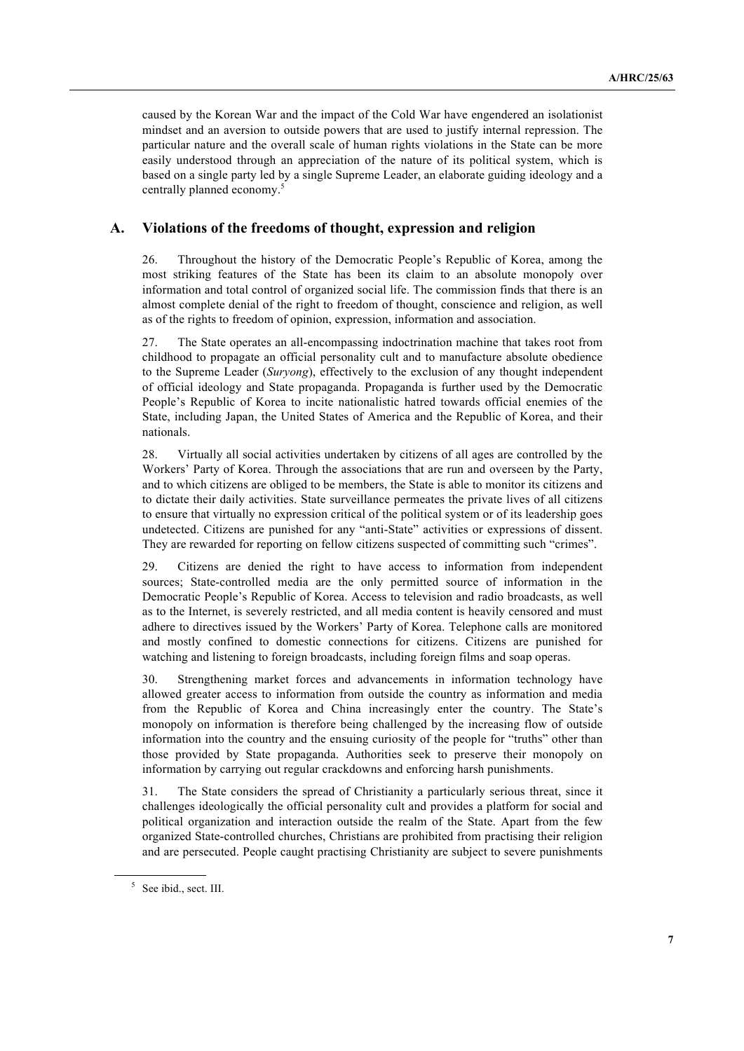caused by the Korean War and the impact of the Cold War have engendered an isolationist mindset and an aversion to outside powers that are used to justify internal repression. The particular nature and the overall scale of human rights violations in the State can be more easily understood through an appreciation of the nature of its political system, which is based on a single party led by a single Supreme Leader, an elaborate guiding ideology and a centrally planned economy.[5]

## A. Violations of the freedoms of thought, expression and religion

26. Throughout the history of the Democratic People's Republic of Korea, among the most striking features of the State has been its claim to an absolute monopoly over information and total control of organized social life. The commission finds that there is an almost complete denial of the right to freedom of thought, conscience and religion, as well as of the rights to freedom of opinion, expression, information and association.

27. The State operates an all-encompassing indoctrination machine that takes root from childhood to propagate an official personality cult and to manufacture absolute obedience to the Supreme Leader (*Suryong*), effectively to the exclusion of any thought independent of official ideology and State propaganda. Propaganda is further used by the Democratic People's Republic of Korea to incite nationalistic hatred towards official enemies of the State, including Japan, the United States of America and the Republic of Korea, and their nationals.

28. Virtually all social activities undertaken by citizens of all ages are controlled by the Workers' Party of Korea. Through the associations that are run and overseen by the Party, and to which citizens are obliged to be members, the State is able to monitor its citizens and to dictate their daily activities. State surveillance permeates the private lives of all citizens to ensure that virtually no expression critical of the political system or of its leadership goes undetected. Citizens are punished for any "anti-State" activities or expressions of dissent. They are rewarded for reporting on fellow citizens suspected of committing such "crimes".

29. Citizens are denied the right to have access to information from independent sources; State-controlled media are the only permitted source of information in the Democratic People's Republic of Korea. Access to television and radio broadcasts, as well as to the Internet, is severely restricted, and all media content is heavily censored and must adhere to directives issued by the Workers' Party of Korea. Telephone calls are monitored and mostly confined to domestic connections for citizens. Citizens are punished for watching and listening to foreign broadcasts, including foreign films and soap operas.

30. Strengthening market forces and advancements in information technology have allowed greater access to information from outside the country as information and media from the Republic of Korea and China increasingly enter the country. The State's monopoly on information is therefore being challenged by the increasing flow of outside information into the country and the ensuing curiosity of the people for "truths" other than those provided by State propaganda. Authorities seek to preserve their monopoly on information by carrying out regular crackdowns and enforcing harsh punishments.

31. The State considers the spread of Christianity a particularly serious threat, since it challenges ideologically the official personality cult and provides a platform for social and political organization and interaction outside the realm of the State. Apart from the few organized State-controlled churches, Christians are prohibited from practising their religion and are persecuted. People caught practising Christianity are subject to severe punishments

---

[5] See ibid., sect. III.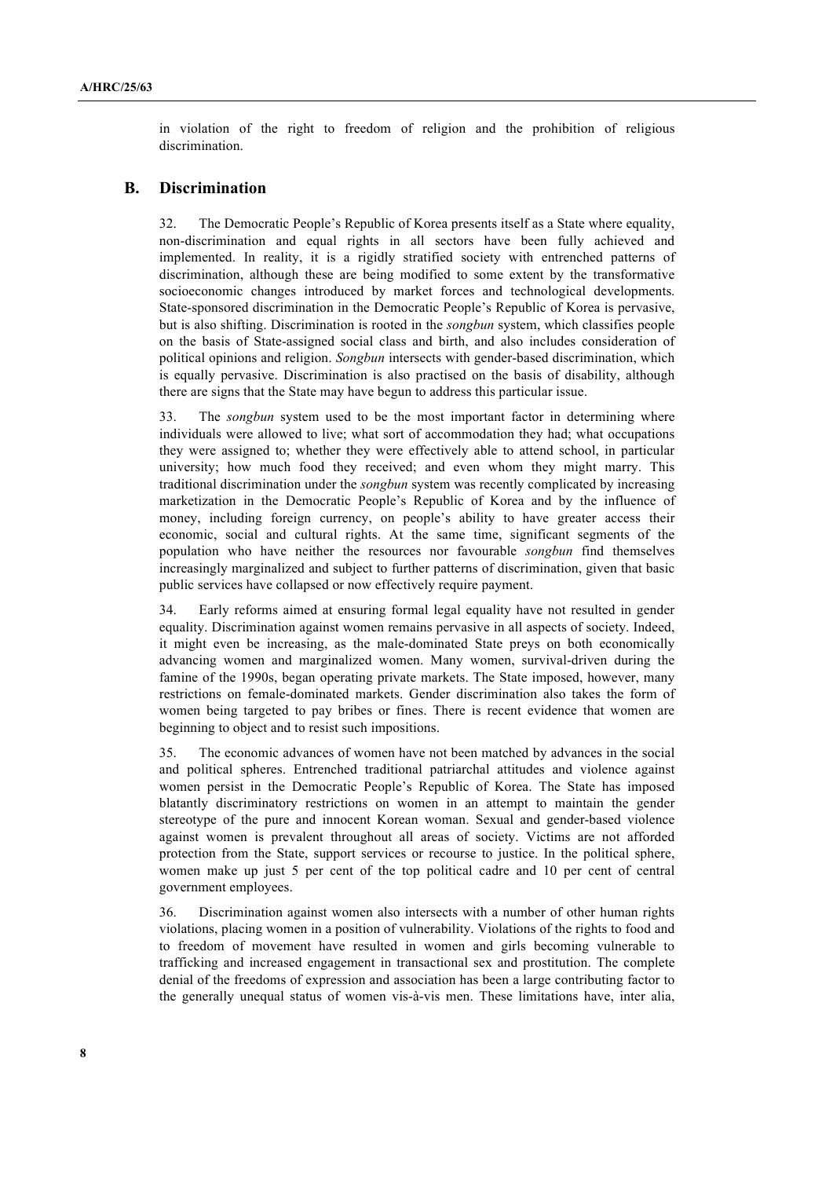in violation of the right to freedom of religion and the prohibition of religious discrimination.

## B. Discrimination

32. The Democratic People's Republic of Korea presents itself as a State where equality, non-discrimination and equal rights in all sectors have been fully achieved and implemented. In reality, it is a rigidly stratified society with entrenched patterns of discrimination, although these are being modified to some extent by the transformative socioeconomic changes introduced by market forces and technological developments. State-sponsored discrimination in the Democratic People's Republic of Korea is pervasive, but is also shifting. Discrimination is rooted in the *songbun* system, which classifies people on the basis of State-assigned social class and birth, and also includes consideration of political opinions and religion. *Songbun* intersects with gender-based discrimination, which is equally pervasive. Discrimination is also practised on the basis of disability, although there are signs that the State may have begun to address this particular issue.

33. The *songbun* system used to be the most important factor in determining where individuals were allowed to live; what sort of accommodation they had; what occupations they were assigned to; whether they were effectively able to attend school, in particular university; how much food they received; and even whom they might marry. This traditional discrimination under the *songbun* system was recently complicated by increasing marketization in the Democratic People's Republic of Korea and by the influence of money, including foreign currency, on people's ability to have greater access their economic, social and cultural rights. At the same time, significant segments of the population who have neither the resources nor favourable *songbun* find themselves increasingly marginalized and subject to further patterns of discrimination, given that basic public services have collapsed or now effectively require payment.

34. Early reforms aimed at ensuring formal legal equality have not resulted in gender equality. Discrimination against women remains pervasive in all aspects of society. Indeed, it might even be increasing, as the male-dominated State preys on both economically advancing women and marginalized women. Many women, survival-driven during the famine of the 1990s, began operating private markets. The State imposed, however, many restrictions on female-dominated markets. Gender discrimination also takes the form of women being targeted to pay bribes or fines. There is recent evidence that women are beginning to object and to resist such impositions.

35. The economic advances of women have not been matched by advances in the social and political spheres. Entrenched traditional patriarchal attitudes and violence against women persist in the Democratic People's Republic of Korea. The State has imposed blatantly discriminatory restrictions on women in an attempt to maintain the gender stereotype of the pure and innocent Korean woman. Sexual and gender-based violence against women is prevalent throughout all areas of society. Victims are not afforded protection from the State, support services or recourse to justice. In the political sphere, women make up just 5 per cent of the top political cadre and 10 per cent of central government employees.

36. Discrimination against women also intersects with a number of other human rights violations, placing women in a position of vulnerability. Violations of the rights to food and to freedom of movement have resulted in women and girls becoming vulnerable to trafficking and increased engagement in transactional sex and prostitution. The complete denial of the freedoms of expression and association has been a large contributing factor to the generally unequal status of women vis-à-vis men. These limitations have, inter alia,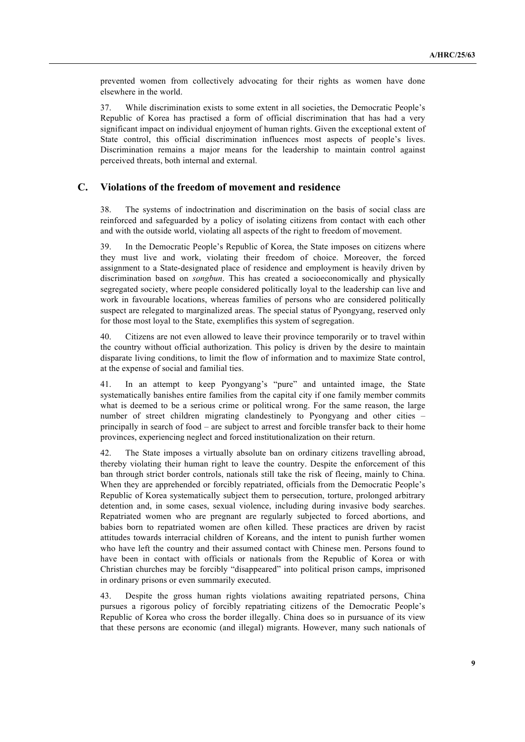prevented women from collectively advocating for their rights as women have done elsewhere in the world.

37. While discrimination exists to some extent in all societies, the Democratic People's Republic of Korea has practised a form of official discrimination that has had a very significant impact on individual enjoyment of human rights. Given the exceptional extent of State control, this official discrimination influences most aspects of people's lives. Discrimination remains a major means for the leadership to maintain control against perceived threats, both internal and external.

## C. Violations of the freedom of movement and residence

38. The systems of indoctrination and discrimination on the basis of social class are reinforced and safeguarded by a policy of isolating citizens from contact with each other and with the outside world, violating all aspects of the right to freedom of movement.

39. In the Democratic People's Republic of Korea, the State imposes on citizens where they must live and work, violating their freedom of choice. Moreover, the forced assignment to a State-designated place of residence and employment is heavily driven by discrimination based on *songbun*. This has created a socioeconomically and physically segregated society, where people considered politically loyal to the leadership can live and work in favourable locations, whereas families of persons who are considered politically suspect are relegated to marginalized areas. The special status of Pyongyang, reserved only for those most loyal to the State, exemplifies this system of segregation.

40. Citizens are not even allowed to leave their province temporarily or to travel within the country without official authorization. This policy is driven by the desire to maintain disparate living conditions, to limit the flow of information and to maximize State control, at the expense of social and familial ties.

41. In an attempt to keep Pyongyang's "pure" and untainted image, the State systematically banishes entire families from the capital city if one family member commits what is deemed to be a serious crime or political wrong. For the same reason, the large number of street children migrating clandestinely to Pyongyang and other cities – principally in search of food – are subject to arrest and forcible transfer back to their home provinces, experiencing neglect and forced institutionalization on their return.

42. The State imposes a virtually absolute ban on ordinary citizens travelling abroad, thereby violating their human right to leave the country. Despite the enforcement of this ban through strict border controls, nationals still take the risk of fleeing, mainly to China. When they are apprehended or forcibly repatriated, officials from the Democratic People's Republic of Korea systematically subject them to persecution, torture, prolonged arbitrary detention and, in some cases, sexual violence, including during invasive body searches. Repatriated women who are pregnant are regularly subjected to forced abortions, and babies born to repatriated women are often killed. These practices are driven by racist attitudes towards interracial children of Koreans, and the intent to punish further women who have left the country and their assumed contact with Chinese men. Persons found to have been in contact with officials or nationals from the Republic of Korea or with Christian churches may be forcibly "disappeared" into political prison camps, imprisoned in ordinary prisons or even summarily executed.

43. Despite the gross human rights violations awaiting repatriated persons, China pursues a rigorous policy of forcibly repatriating citizens of the Democratic People's Republic of Korea who cross the border illegally. China does so in pursuance of its view that these persons are economic (and illegal) migrants. However, many such nationals of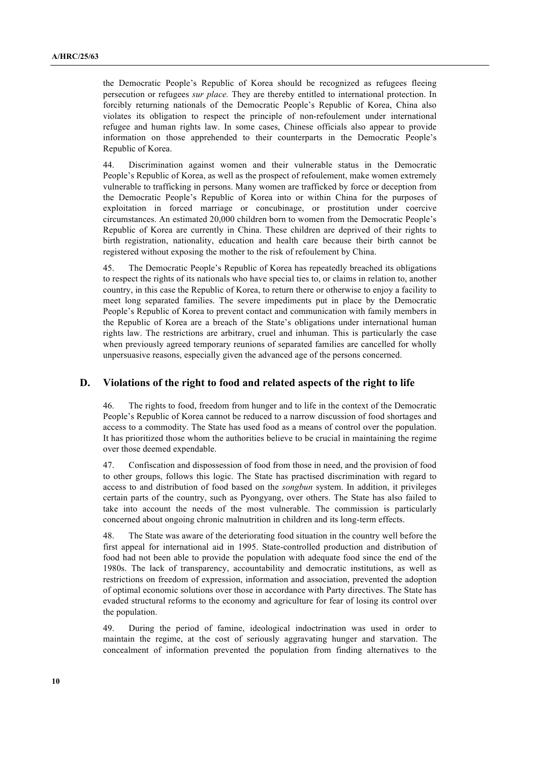the Democratic People's Republic of Korea should be recognized as refugees fleeing persecution or refugees *sur place.* They are thereby entitled to international protection. In forcibly returning nationals of the Democratic People's Republic of Korea, China also violates its obligation to respect the principle of non-refoulement under international refugee and human rights law. In some cases, Chinese officials also appear to provide information on those apprehended to their counterparts in the Democratic People's Republic of Korea.

44. Discrimination against women and their vulnerable status in the Democratic People's Republic of Korea, as well as the prospect of refoulement, make women extremely vulnerable to trafficking in persons. Many women are trafficked by force or deception from the Democratic People's Republic of Korea into or within China for the purposes of exploitation in forced marriage or concubinage, or prostitution under coercive circumstances. An estimated 20,000 children born to women from the Democratic People's Republic of Korea are currently in China. These children are deprived of their rights to birth registration, nationality, education and health care because their birth cannot be registered without exposing the mother to the risk of refoulement by China.

45. The Democratic People's Republic of Korea has repeatedly breached its obligations to respect the rights of its nationals who have special ties to, or claims in relation to, another country, in this case the Republic of Korea, to return there or otherwise to enjoy a facility to meet long separated families. The severe impediments put in place by the Democratic People's Republic of Korea to prevent contact and communication with family members in the Republic of Korea are a breach of the State's obligations under international human rights law. The restrictions are arbitrary, cruel and inhuman. This is particularly the case when previously agreed temporary reunions of separated families are cancelled for wholly unpersuasive reasons, especially given the advanced age of the persons concerned.

## D. Violations of the right to food and related aspects of the right to life

46. The rights to food, freedom from hunger and to life in the context of the Democratic People's Republic of Korea cannot be reduced to a narrow discussion of food shortages and access to a commodity. The State has used food as a means of control over the population. It has prioritized those whom the authorities believe to be crucial in maintaining the regime over those deemed expendable.

47. Confiscation and dispossession of food from those in need, and the provision of food to other groups, follows this logic. The State has practised discrimination with regard to access to and distribution of food based on the *songbun* system. In addition, it privileges certain parts of the country, such as Pyongyang, over others. The State has also failed to take into account the needs of the most vulnerable. The commission is particularly concerned about ongoing chronic malnutrition in children and its long-term effects.

48. The State was aware of the deteriorating food situation in the country well before the first appeal for international aid in 1995. State-controlled production and distribution of food had not been able to provide the population with adequate food since the end of the 1980s. The lack of transparency, accountability and democratic institutions, as well as restrictions on freedom of expression, information and association, prevented the adoption of optimal economic solutions over those in accordance with Party directives. The State has evaded structural reforms to the economy and agriculture for fear of losing its control over the population.

49. During the period of famine, ideological indoctrination was used in order to maintain the regime, at the cost of seriously aggravating hunger and starvation. The concealment of information prevented the population from finding alternatives to the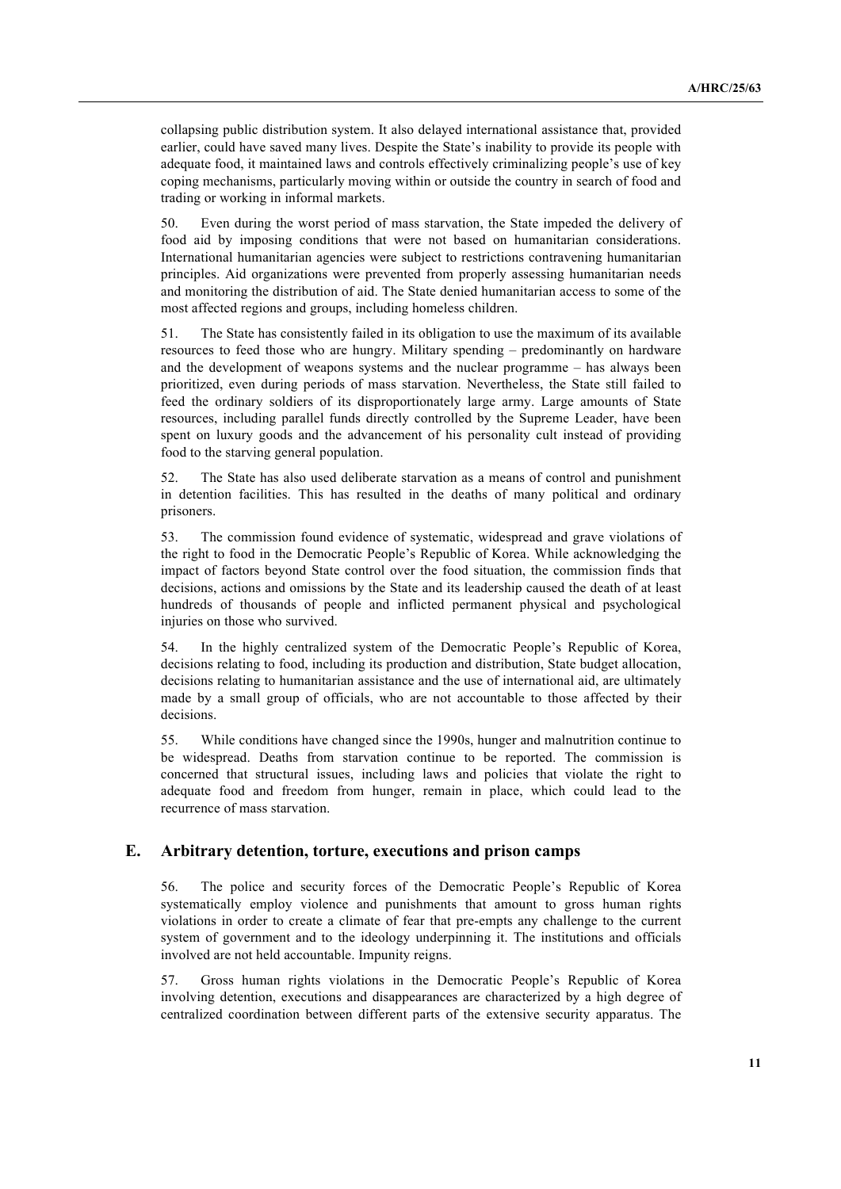collapsing public distribution system. It also delayed international assistance that, provided earlier, could have saved many lives. Despite the State's inability to provide its people with adequate food, it maintained laws and controls effectively criminalizing people's use of key coping mechanisms, particularly moving within or outside the country in search of food and trading or working in informal markets.

50. Even during the worst period of mass starvation, the State impeded the delivery of food aid by imposing conditions that were not based on humanitarian considerations. International humanitarian agencies were subject to restrictions contravening humanitarian principles. Aid organizations were prevented from properly assessing humanitarian needs and monitoring the distribution of aid. The State denied humanitarian access to some of the most affected regions and groups, including homeless children.

51. The State has consistently failed in its obligation to use the maximum of its available resources to feed those who are hungry. Military spending – predominantly on hardware and the development of weapons systems and the nuclear programme – has always been prioritized, even during periods of mass starvation. Nevertheless, the State still failed to feed the ordinary soldiers of its disproportionately large army. Large amounts of State resources, including parallel funds directly controlled by the Supreme Leader, have been spent on luxury goods and the advancement of his personality cult instead of providing food to the starving general population.

52. The State has also used deliberate starvation as a means of control and punishment in detention facilities. This has resulted in the deaths of many political and ordinary prisoners.

53. The commission found evidence of systematic, widespread and grave violations of the right to food in the Democratic People's Republic of Korea. While acknowledging the impact of factors beyond State control over the food situation, the commission finds that decisions, actions and omissions by the State and its leadership caused the death of at least hundreds of thousands of people and inflicted permanent physical and psychological injuries on those who survived.

54. In the highly centralized system of the Democratic People's Republic of Korea, decisions relating to food, including its production and distribution, State budget allocation, decisions relating to humanitarian assistance and the use of international aid, are ultimately made by a small group of officials, who are not accountable to those affected by their decisions.

55. While conditions have changed since the 1990s, hunger and malnutrition continue to be widespread. Deaths from starvation continue to be reported. The commission is concerned that structural issues, including laws and policies that violate the right to adequate food and freedom from hunger, remain in place, which could lead to the recurrence of mass starvation.

## E. Arbitrary detention, torture, executions and prison camps

56. The police and security forces of the Democratic People's Republic of Korea systematically employ violence and punishments that amount to gross human rights violations in order to create a climate of fear that pre-empts any challenge to the current system of government and to the ideology underpinning it. The institutions and officials involved are not held accountable. Impunity reigns.

57. Gross human rights violations in the Democratic People's Republic of Korea involving detention, executions and disappearances are characterized by a high degree of centralized coordination between different parts of the extensive security apparatus. The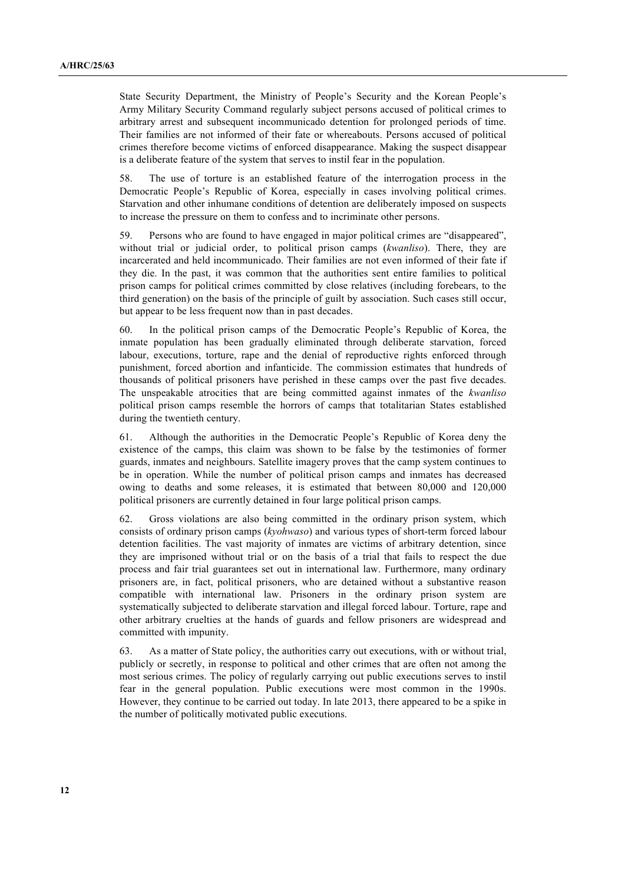State Security Department, the Ministry of People's Security and the Korean People's Army Military Security Command regularly subject persons accused of political crimes to arbitrary arrest and subsequent incommunicado detention for prolonged periods of time. Their families are not informed of their fate or whereabouts. Persons accused of political crimes therefore become victims of enforced disappearance. Making the suspect disappear is a deliberate feature of the system that serves to instil fear in the population.

58. The use of torture is an established feature of the interrogation process in the Democratic People's Republic of Korea, especially in cases involving political crimes. Starvation and other inhumane conditions of detention are deliberately imposed on suspects to increase the pressure on them to confess and to incriminate other persons.

59. Persons who are found to have engaged in major political crimes are "disappeared", without trial or judicial order, to political prison camps (*kwanliso*). There, they are incarcerated and held incommunicado. Their families are not even informed of their fate if they die. In the past, it was common that the authorities sent entire families to political prison camps for political crimes committed by close relatives (including forebears, to the third generation) on the basis of the principle of guilt by association. Such cases still occur, but appear to be less frequent now than in past decades.

60. In the political prison camps of the Democratic People's Republic of Korea, the inmate population has been gradually eliminated through deliberate starvation, forced labour, executions, torture, rape and the denial of reproductive rights enforced through punishment, forced abortion and infanticide. The commission estimates that hundreds of thousands of political prisoners have perished in these camps over the past five decades. The unspeakable atrocities that are being committed against inmates of the *kwanliso* political prison camps resemble the horrors of camps that totalitarian States established during the twentieth century.

61. Although the authorities in the Democratic People's Republic of Korea deny the existence of the camps, this claim was shown to be false by the testimonies of former guards, inmates and neighbours. Satellite imagery proves that the camp system continues to be in operation. While the number of political prison camps and inmates has decreased owing to deaths and some releases, it is estimated that between 80,000 and 120,000 political prisoners are currently detained in four large political prison camps.

62. Gross violations are also being committed in the ordinary prison system, which consists of ordinary prison camps (*kyohwaso*) and various types of short-term forced labour detention facilities. The vast majority of inmates are victims of arbitrary detention, since they are imprisoned without trial or on the basis of a trial that fails to respect the due process and fair trial guarantees set out in international law. Furthermore, many ordinary prisoners are, in fact, political prisoners, who are detained without a substantive reason compatible with international law. Prisoners in the ordinary prison system are systematically subjected to deliberate starvation and illegal forced labour. Torture, rape and other arbitrary cruelties at the hands of guards and fellow prisoners are widespread and committed with impunity.

63. As a matter of State policy, the authorities carry out executions, with or without trial, publicly or secretly, in response to political and other crimes that are often not among the most serious crimes. The policy of regularly carrying out public executions serves to instil fear in the general population. Public executions were most common in the 1990s. However, they continue to be carried out today. In late 2013, there appeared to be a spike in the number of politically motivated public executions.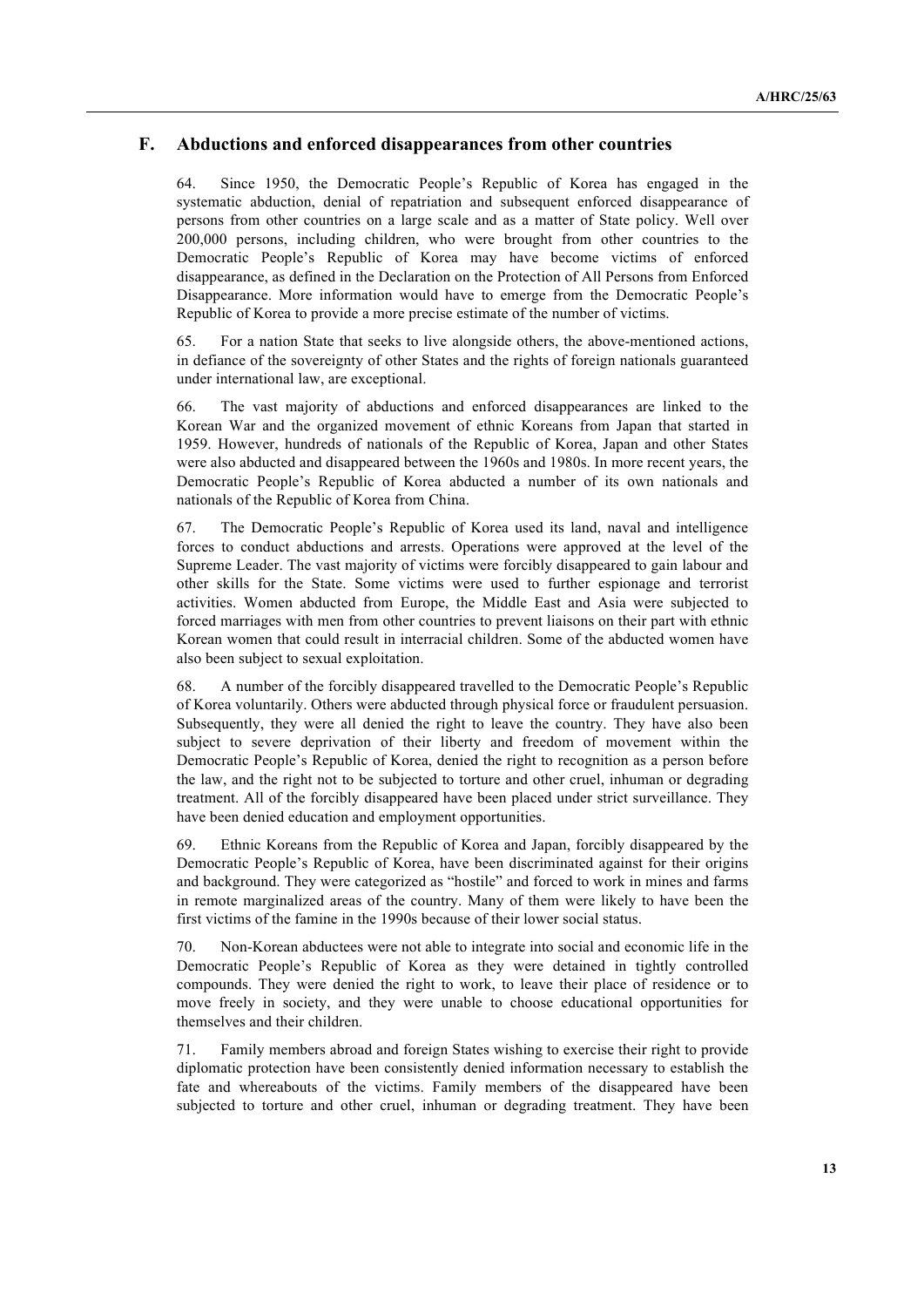## F. Abductions and enforced disappearances from other countries

64. Since 1950, the Democratic People's Republic of Korea has engaged in the systematic abduction, denial of repatriation and subsequent enforced disappearance of persons from other countries on a large scale and as a matter of State policy. Well over 200,000 persons, including children, who were brought from other countries to the Democratic People's Republic of Korea may have become victims of enforced disappearance, as defined in the Declaration on the Protection of All Persons from Enforced Disappearance. More information would have to emerge from the Democratic People's Republic of Korea to provide a more precise estimate of the number of victims.

65. For a nation State that seeks to live alongside others, the above-mentioned actions, in defiance of the sovereignty of other States and the rights of foreign nationals guaranteed under international law, are exceptional.

66. The vast majority of abductions and enforced disappearances are linked to the Korean War and the organized movement of ethnic Koreans from Japan that started in 1959. However, hundreds of nationals of the Republic of Korea, Japan and other States were also abducted and disappeared between the 1960s and 1980s. In more recent years, the Democratic People's Republic of Korea abducted a number of its own nationals and nationals of the Republic of Korea from China.

67. The Democratic People's Republic of Korea used its land, naval and intelligence forces to conduct abductions and arrests. Operations were approved at the level of the Supreme Leader. The vast majority of victims were forcibly disappeared to gain labour and other skills for the State. Some victims were used to further espionage and terrorist activities. Women abducted from Europe, the Middle East and Asia were subjected to forced marriages with men from other countries to prevent liaisons on their part with ethnic Korean women that could result in interracial children. Some of the abducted women have also been subject to sexual exploitation.

68. A number of the forcibly disappeared travelled to the Democratic People's Republic of Korea voluntarily. Others were abducted through physical force or fraudulent persuasion. Subsequently, they were all denied the right to leave the country. They have also been subject to severe deprivation of their liberty and freedom of movement within the Democratic People's Republic of Korea, denied the right to recognition as a person before the law, and the right not to be subjected to torture and other cruel, inhuman or degrading treatment. All of the forcibly disappeared have been placed under strict surveillance. They have been denied education and employment opportunities.

69. Ethnic Koreans from the Republic of Korea and Japan, forcibly disappeared by the Democratic People's Republic of Korea, have been discriminated against for their origins and background. They were categorized as "hostile" and forced to work in mines and farms in remote marginalized areas of the country. Many of them were likely to have been the first victims of the famine in the 1990s because of their lower social status.

70. Non-Korean abductees were not able to integrate into social and economic life in the Democratic People's Republic of Korea as they were detained in tightly controlled compounds. They were denied the right to work, to leave their place of residence or to move freely in society, and they were unable to choose educational opportunities for themselves and their children.

71. Family members abroad and foreign States wishing to exercise their right to provide diplomatic protection have been consistently denied information necessary to establish the fate and whereabouts of the victims. Family members of the disappeared have been subjected to torture and other cruel, inhuman or degrading treatment. They have been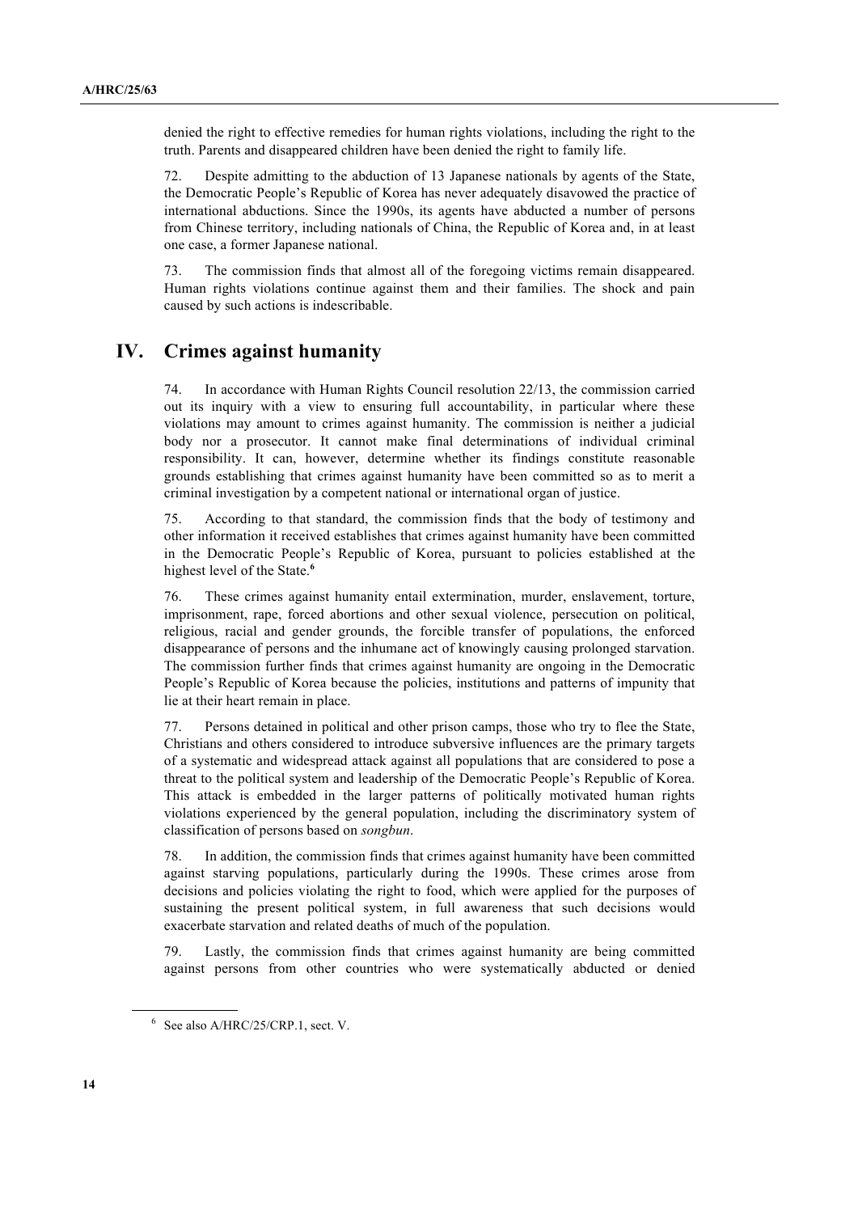denied the right to effective remedies for human rights violations, including the right to the truth. Parents and disappeared children have been denied the right to family life.

72. Despite admitting to the abduction of 13 Japanese nationals by agents of the State, the Democratic People's Republic of Korea has never adequately disavowed the practice of international abductions. Since the 1990s, its agents have abducted a number of persons from Chinese territory, including nationals of China, the Republic of Korea and, in at least one case, a former Japanese national.

73. The commission finds that almost all of the foregoing victims remain disappeared. Human rights violations continue against them and their families. The shock and pain caused by such actions is indescribable.

## IV. Crimes against humanity

74. In accordance with Human Rights Council resolution 22/13, the commission carried out its inquiry with a view to ensuring full accountability, in particular where these violations may amount to crimes against humanity. The commission is neither a judicial body nor a prosecutor. It cannot make final determinations of individual criminal responsibility. It can, however, determine whether its findings constitute reasonable grounds establishing that crimes against humanity have been committed so as to merit a criminal investigation by a competent national or international organ of justice.

75. According to that standard, the commission finds that the body of testimony and other information it received establishes that crimes against humanity have been committed in the Democratic People's Republic of Korea, pursuant to policies established at the highest level of the State.[6]

76. These crimes against humanity entail extermination, murder, enslavement, torture, imprisonment, rape, forced abortions and other sexual violence, persecution on political, religious, racial and gender grounds, the forcible transfer of populations, the enforced disappearance of persons and the inhumane act of knowingly causing prolonged starvation. The commission further finds that crimes against humanity are ongoing in the Democratic People's Republic of Korea because the policies, institutions and patterns of impunity that lie at their heart remain in place.

77. Persons detained in political and other prison camps, those who try to flee the State, Christians and others considered to introduce subversive influences are the primary targets of a systematic and widespread attack against all populations that are considered to pose a threat to the political system and leadership of the Democratic People's Republic of Korea. This attack is embedded in the larger patterns of politically motivated human rights violations experienced by the general population, including the discriminatory system of classification of persons based on *songbun*.

78. In addition, the commission finds that crimes against humanity have been committed against starving populations, particularly during the 1990s. These crimes arose from decisions and policies violating the right to food, which were applied for the purposes of sustaining the present political system, in full awareness that such decisions would exacerbate starvation and related deaths of much of the population.

79. Lastly, the commission finds that crimes against humanity are being committed against persons from other countries who were systematically abducted or denied

[6] See also A/HRC/25/CRP.1, sect. V.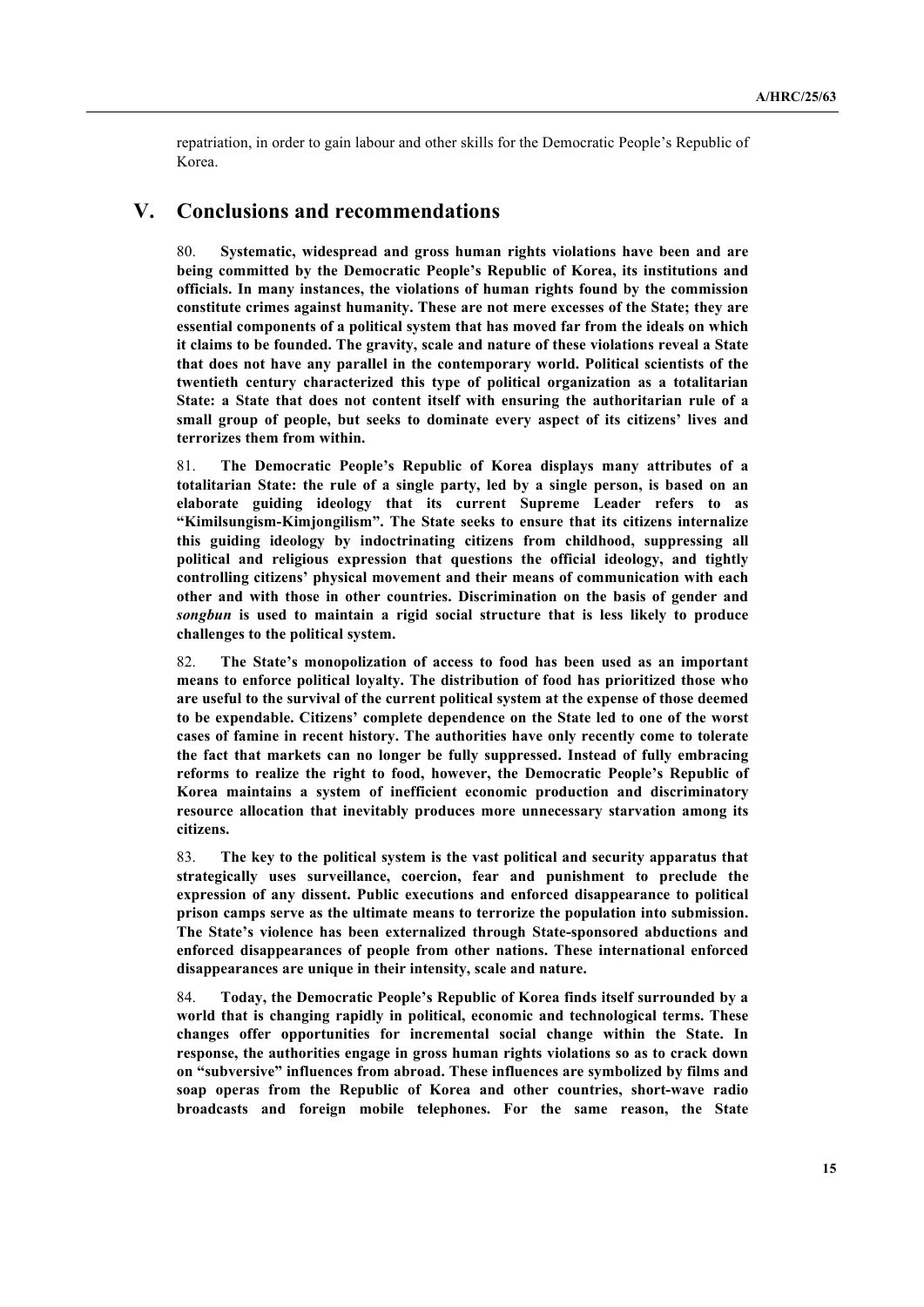repatriation, in order to gain labour and other skills for the Democratic People's Republic of Korea.

## V. Conclusions and recommendations

80. **Systematic, widespread and gross human rights violations have been and are being committed by the Democratic People's Republic of Korea, its institutions and officials. In many instances, the violations of human rights found by the commission constitute crimes against humanity. These are not mere excesses of the State; they are essential components of a political system that has moved far from the ideals on which it claims to be founded. The gravity, scale and nature of these violations reveal a State that does not have any parallel in the contemporary world. Political scientists of the twentieth century characterized this type of political organization as a totalitarian State: a State that does not content itself with ensuring the authoritarian rule of a small group of people, but seeks to dominate every aspect of its citizens' lives and terrorizes them from within.**

81. **The Democratic People's Republic of Korea displays many attributes of a totalitarian State: the rule of a single party, led by a single person, is based on an elaborate guiding ideology that its current Supreme Leader refers to as "Kimilsungism-Kimjongilism". The State seeks to ensure that its citizens internalize this guiding ideology by indoctrinating citizens from childhood, suppressing all political and religious expression that questions the official ideology, and tightly controlling citizens' physical movement and their means of communication with each other and with those in other countries. Discrimination on the basis of gender and *songbun* is used to maintain a rigid social structure that is less likely to produce challenges to the political system.**

82. **The State's monopolization of access to food has been used as an important means to enforce political loyalty. The distribution of food has prioritized those who are useful to the survival of the current political system at the expense of those deemed to be expendable. Citizens' complete dependence on the State led to one of the worst cases of famine in recent history. The authorities have only recently come to tolerate the fact that markets can no longer be fully suppressed. Instead of fully embracing reforms to realize the right to food, however, the Democratic People's Republic of Korea maintains a system of inefficient economic production and discriminatory resource allocation that inevitably produces more unnecessary starvation among its citizens.**

83. **The key to the political system is the vast political and security apparatus that strategically uses surveillance, coercion, fear and punishment to preclude the expression of any dissent. Public executions and enforced disappearance to political prison camps serve as the ultimate means to terrorize the population into submission. The State's violence has been externalized through State-sponsored abductions and enforced disappearances of people from other nations. These international enforced disappearances are unique in their intensity, scale and nature.**

84. **Today, the Democratic People's Republic of Korea finds itself surrounded by a world that is changing rapidly in political, economic and technological terms. These changes offer opportunities for incremental social change within the State. In response, the authorities engage in gross human rights violations so as to crack down on "subversive" influences from abroad. These influences are symbolized by films and soap operas from the Republic of Korea and other countries, short-wave radio broadcasts and foreign mobile telephones. For the same reason, the State**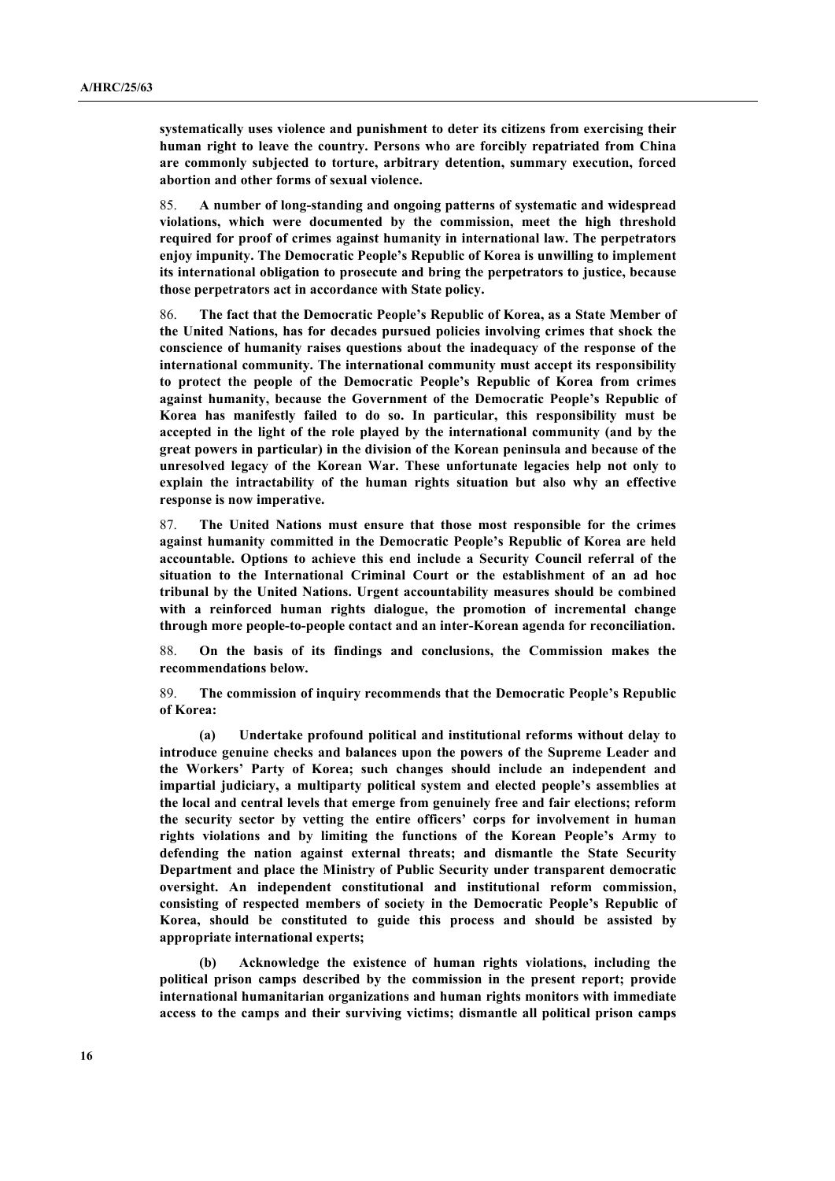**systematically uses violence and punishment to deter its citizens from exercising their human right to leave the country. Persons who are forcibly repatriated from China are commonly subjected to torture, arbitrary detention, summary execution, forced abortion and other forms of sexual violence.**

85. **A number of long-standing and ongoing patterns of systematic and widespread violations, which were documented by the commission, meet the high threshold required for proof of crimes against humanity in international law. The perpetrators enjoy impunity. The Democratic People's Republic of Korea is unwilling to implement its international obligation to prosecute and bring the perpetrators to justice, because those perpetrators act in accordance with State policy.**

86. **The fact that the Democratic People's Republic of Korea, as a State Member of the United Nations, has for decades pursued policies involving crimes that shock the conscience of humanity raises questions about the inadequacy of the response of the international community. The international community must accept its responsibility to protect the people of the Democratic People's Republic of Korea from crimes against humanity, because the Government of the Democratic People's Republic of Korea has manifestly failed to do so. In particular, this responsibility must be accepted in the light of the role played by the international community (and by the great powers in particular) in the division of the Korean peninsula and because of the unresolved legacy of the Korean War. These unfortunate legacies help not only to explain the intractability of the human rights situation but also why an effective response is now imperative.**

87. **The United Nations must ensure that those most responsible for the crimes against humanity committed in the Democratic People's Republic of Korea are held accountable. Options to achieve this end include a Security Council referral of the situation to the International Criminal Court or the establishment of an ad hoc tribunal by the United Nations. Urgent accountability measures should be combined with a reinforced human rights dialogue, the promotion of incremental change through more people-to-people contact and an inter-Korean agenda for reconciliation.**

88. **On the basis of its findings and conclusions, the Commission makes the recommendations below.**

89. **The commission of inquiry recommends that the Democratic People's Republic of Korea:**

**(a) Undertake profound political and institutional reforms without delay to introduce genuine checks and balances upon the powers of the Supreme Leader and the Workers' Party of Korea; such changes should include an independent and impartial judiciary, a multiparty political system and elected people's assemblies at the local and central levels that emerge from genuinely free and fair elections; reform the security sector by vetting the entire officers' corps for involvement in human rights violations and by limiting the functions of the Korean People's Army to defending the nation against external threats; and dismantle the State Security Department and place the Ministry of Public Security under transparent democratic oversight. An independent constitutional and institutional reform commission, consisting of respected members of society in the Democratic People's Republic of Korea, should be constituted to guide this process and should be assisted by appropriate international experts;**

**(b) Acknowledge the existence of human rights violations, including the political prison camps described by the commission in the present report; provide international humanitarian organizations and human rights monitors with immediate access to the camps and their surviving victims; dismantle all political prison camps**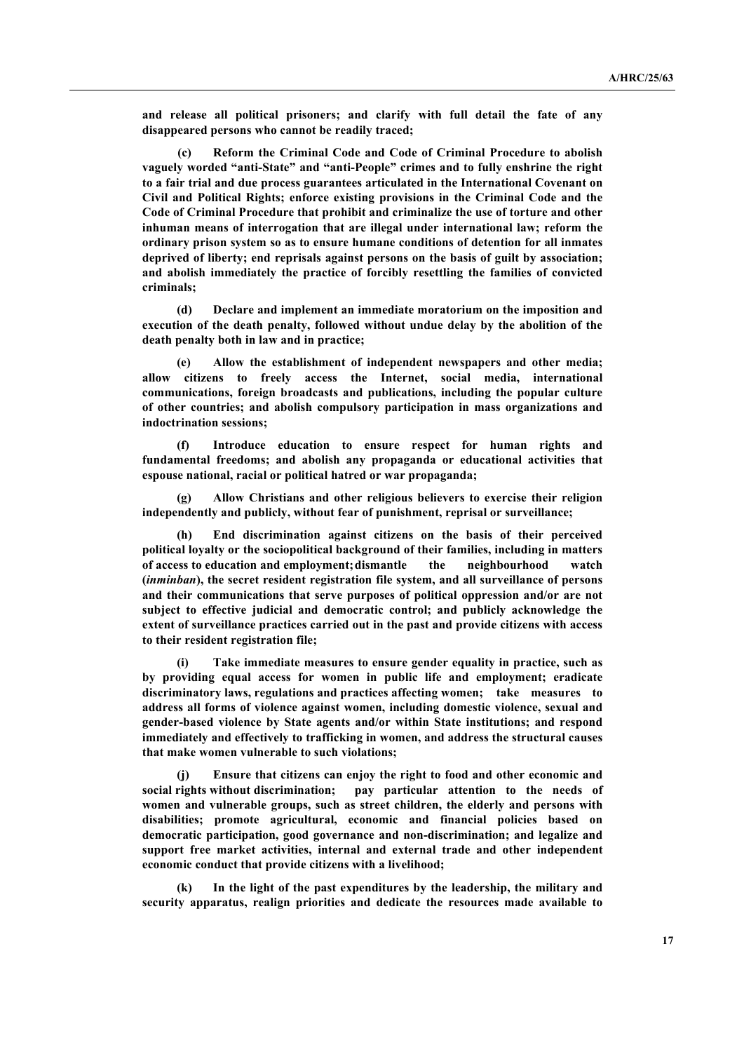**and release all political prisoners; and clarify with full detail the fate of any disappeared persons who cannot be readily traced;**

**(c) Reform the Criminal Code and Code of Criminal Procedure to abolish vaguely worded "anti-State" and "anti-People" crimes and to fully enshrine the right to a fair trial and due process guarantees articulated in the International Covenant on Civil and Political Rights; enforce existing provisions in the Criminal Code and the Code of Criminal Procedure that prohibit and criminalize the use of torture and other inhuman means of interrogation that are illegal under international law; reform the ordinary prison system so as to ensure humane conditions of detention for all inmates deprived of liberty; end reprisals against persons on the basis of guilt by association; and abolish immediately the practice of forcibly resettling the families of convicted criminals;**

**(d) Declare and implement an immediate moratorium on the imposition and execution of the death penalty, followed without undue delay by the abolition of the death penalty both in law and in practice;**

**(e) Allow the establishment of independent newspapers and other media; allow citizens to freely access the Internet, social media, international communications, foreign broadcasts and publications, including the popular culture of other countries; and abolish compulsory participation in mass organizations and indoctrination sessions;**

**(f) Introduce education to ensure respect for human rights and fundamental freedoms; and abolish any propaganda or educational activities that espouse national, racial or political hatred or war propaganda;**

**(g) Allow Christians and other religious believers to exercise their religion independently and publicly, without fear of punishment, reprisal or surveillance;**

**(h) End discrimination against citizens on the basis of their perceived political loyalty or the sociopolitical background of their families, including in matters of access to education and employment; dismantle the neighbourhood watch (*inminban*), the secret resident registration file system, and all surveillance of persons and their communications that serve purposes of political oppression and/or are not subject to effective judicial and democratic control; and publicly acknowledge the extent of surveillance practices carried out in the past and provide citizens with access to their resident registration file;**

**(i) Take immediate measures to ensure gender equality in practice, such as by providing equal access for women in public life and employment; eradicate discriminatory laws, regulations and practices affecting women; take measures to address all forms of violence against women, including domestic violence, sexual and gender-based violence by State agents and/or within State institutions; and respond immediately and effectively to trafficking in women, and address the structural causes that make women vulnerable to such violations;**

**(j) Ensure that citizens can enjoy the right to food and other economic and social rights without discrimination; pay particular attention to the needs of women and vulnerable groups, such as street children, the elderly and persons with disabilities; promote agricultural, economic and financial policies based on democratic participation, good governance and non-discrimination; and legalize and support free market activities, internal and external trade and other independent economic conduct that provide citizens with a livelihood;**

**(k) In the light of the past expenditures by the leadership, the military and security apparatus, realign priorities and dedicate the resources made available to**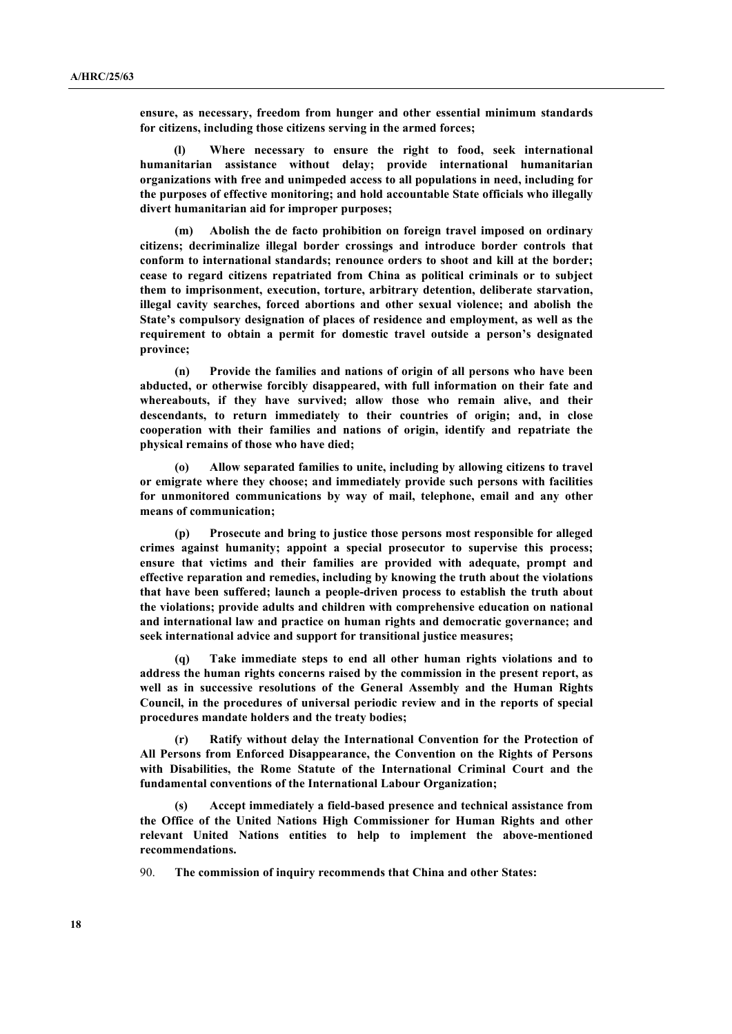**ensure, as necessary, freedom from hunger and other essential minimum standards for citizens, including those citizens serving in the armed forces;**

**(l) Where necessary to ensure the right to food, seek international humanitarian assistance without delay; provide international humanitarian organizations with free and unimpeded access to all populations in need, including for the purposes of effective monitoring; and hold accountable State officials who illegally divert humanitarian aid for improper purposes;**

**(m) Abolish the de facto prohibition on foreign travel imposed on ordinary citizens; decriminalize illegal border crossings and introduce border controls that conform to international standards; renounce orders to shoot and kill at the border; cease to regard citizens repatriated from China as political criminals or to subject them to imprisonment, execution, torture, arbitrary detention, deliberate starvation, illegal cavity searches, forced abortions and other sexual violence; and abolish the State's compulsory designation of places of residence and employment, as well as the requirement to obtain a permit for domestic travel outside a person's designated province;**

**(n) Provide the families and nations of origin of all persons who have been abducted, or otherwise forcibly disappeared, with full information on their fate and whereabouts, if they have survived; allow those who remain alive, and their descendants, to return immediately to their countries of origin; and, in close cooperation with their families and nations of origin, identify and repatriate the physical remains of those who have died;**

**(o) Allow separated families to unite, including by allowing citizens to travel or emigrate where they choose; and immediately provide such persons with facilities for unmonitored communications by way of mail, telephone, email and any other means of communication;**

**(p) Prosecute and bring to justice those persons most responsible for alleged crimes against humanity; appoint a special prosecutor to supervise this process; ensure that victims and their families are provided with adequate, prompt and effective reparation and remedies, including by knowing the truth about the violations that have been suffered; launch a people-driven process to establish the truth about the violations; provide adults and children with comprehensive education on national and international law and practice on human rights and democratic governance; and seek international advice and support for transitional justice measures;**

**(q) Take immediate steps to end all other human rights violations and to address the human rights concerns raised by the commission in the present report, as well as in successive resolutions of the General Assembly and the Human Rights Council, in the procedures of universal periodic review and in the reports of special procedures mandate holders and the treaty bodies;**

**(r) Ratify without delay the International Convention for the Protection of All Persons from Enforced Disappearance, the Convention on the Rights of Persons with Disabilities, the Rome Statute of the International Criminal Court and the fundamental conventions of the International Labour Organization;**

**(s) Accept immediately a field-based presence and technical assistance from the Office of the United Nations High Commissioner for Human Rights and other relevant United Nations entities to help to implement the above-mentioned recommendations.**

90. **The commission of inquiry recommends that China and other States:**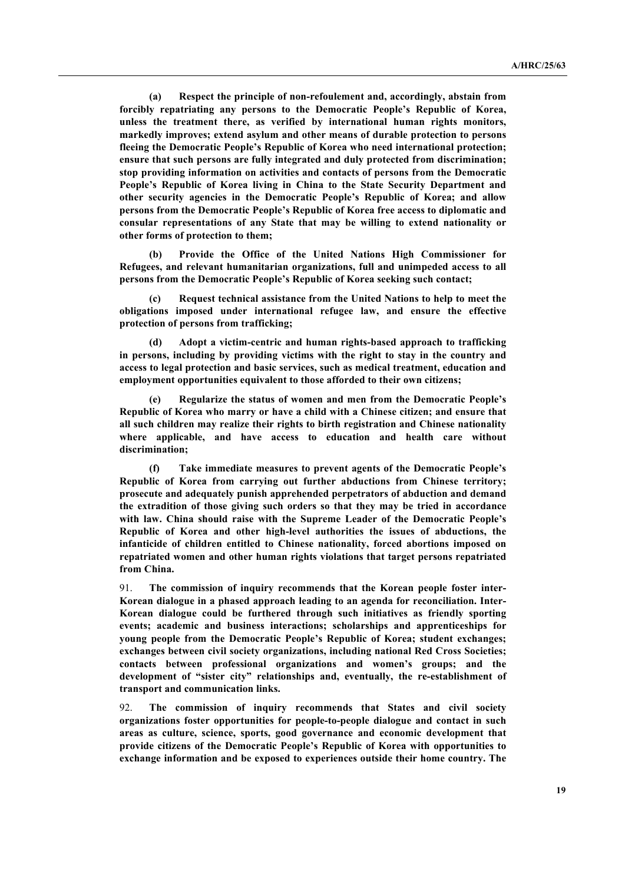**(a) Respect the principle of non-refoulement and, accordingly, abstain from forcibly repatriating any persons to the Democratic People's Republic of Korea, unless the treatment there, as verified by international human rights monitors, markedly improves; extend asylum and other means of durable protection to persons fleeing the Democratic People's Republic of Korea who need international protection; ensure that such persons are fully integrated and duly protected from discrimination; stop providing information on activities and contacts of persons from the Democratic People's Republic of Korea living in China to the State Security Department and other security agencies in the Democratic People's Republic of Korea; and allow persons from the Democratic People's Republic of Korea free access to diplomatic and consular representations of any State that may be willing to extend nationality or other forms of protection to them;**

**(b) Provide the Office of the United Nations High Commissioner for Refugees, and relevant humanitarian organizations, full and unimpeded access to all persons from the Democratic People's Republic of Korea seeking such contact;**

**(c) Request technical assistance from the United Nations to help to meet the obligations imposed under international refugee law, and ensure the effective protection of persons from trafficking;**

**(d) Adopt a victim-centric and human rights-based approach to trafficking in persons, including by providing victims with the right to stay in the country and access to legal protection and basic services, such as medical treatment, education and employment opportunities equivalent to those afforded to their own citizens;**

**(e) Regularize the status of women and men from the Democratic People's Republic of Korea who marry or have a child with a Chinese citizen; and ensure that all such children may realize their rights to birth registration and Chinese nationality where applicable, and have access to education and health care without discrimination;**

**(f) Take immediate measures to prevent agents of the Democratic People's Republic of Korea from carrying out further abductions from Chinese territory; prosecute and adequately punish apprehended perpetrators of abduction and demand the extradition of those giving such orders so that they may be tried in accordance with law. China should raise with the Supreme Leader of the Democratic People's Republic of Korea and other high-level authorities the issues of abductions, the infanticide of children entitled to Chinese nationality, forced abortions imposed on repatriated women and other human rights violations that target persons repatriated from China.**

91. **The commission of inquiry recommends that the Korean people foster inter-Korean dialogue in a phased approach leading to an agenda for reconciliation. Inter-Korean dialogue could be furthered through such initiatives as friendly sporting events; academic and business interactions; scholarships and apprenticeships for young people from the Democratic People's Republic of Korea; student exchanges; exchanges between civil society organizations, including national Red Cross Societies; contacts between professional organizations and women's groups; and the development of "sister city" relationships and, eventually, the re-establishment of transport and communication links.**

92. **The commission of inquiry recommends that States and civil society organizations foster opportunities for people-to-people dialogue and contact in such areas as culture, science, sports, good governance and economic development that provide citizens of the Democratic People's Republic of Korea with opportunities to exchange information and be exposed to experiences outside their home country. The**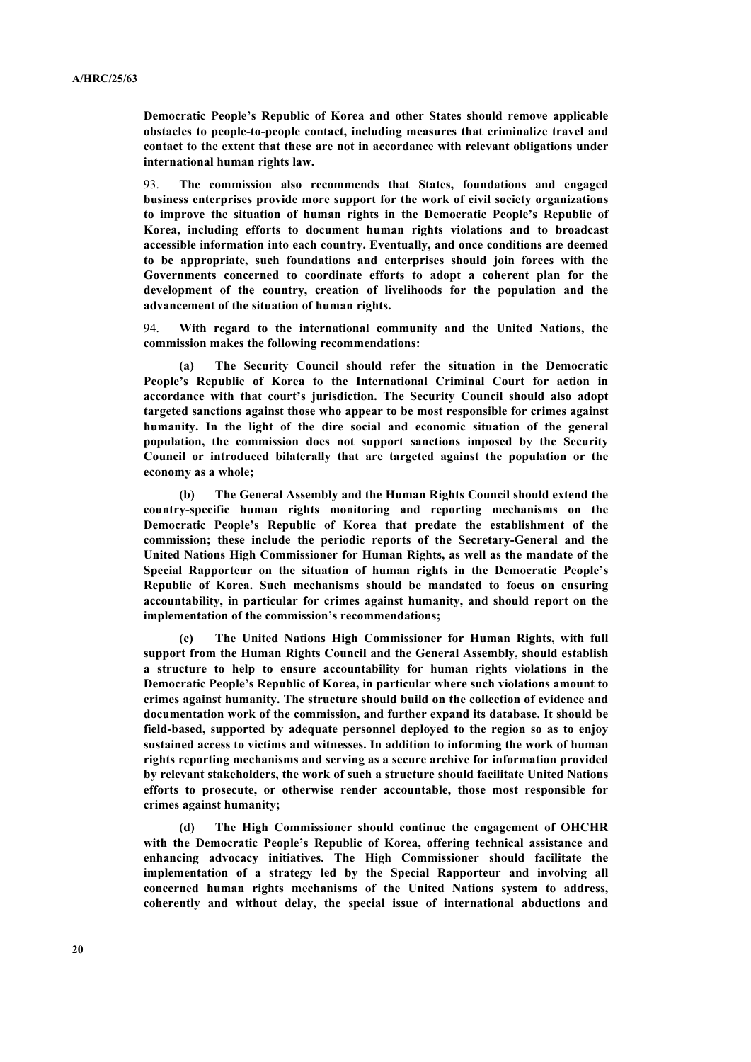**Democratic People's Republic of Korea and other States should remove applicable obstacles to people-to-people contact, including measures that criminalize travel and contact to the extent that these are not in accordance with relevant obligations under international human rights law.**

93. **The commission also recommends that States, foundations and engaged business enterprises provide more support for the work of civil society organizations to improve the situation of human rights in the Democratic People's Republic of Korea, including efforts to document human rights violations and to broadcast accessible information into each country. Eventually, and once conditions are deemed to be appropriate, such foundations and enterprises should join forces with the Governments concerned to coordinate efforts to adopt a coherent plan for the development of the country, creation of livelihoods for the population and the advancement of the situation of human rights.**

94. **With regard to the international community and the United Nations, the commission makes the following recommendations:**

**(a) The Security Council should refer the situation in the Democratic People's Republic of Korea to the International Criminal Court for action in accordance with that court's jurisdiction. The Security Council should also adopt targeted sanctions against those who appear to be most responsible for crimes against humanity. In the light of the dire social and economic situation of the general population, the commission does not support sanctions imposed by the Security Council or introduced bilaterally that are targeted against the population or the economy as a whole;**

**(b) The General Assembly and the Human Rights Council should extend the country-specific human rights monitoring and reporting mechanisms on the Democratic People's Republic of Korea that predate the establishment of the commission; these include the periodic reports of the Secretary-General and the United Nations High Commissioner for Human Rights, as well as the mandate of the Special Rapporteur on the situation of human rights in the Democratic People's Republic of Korea. Such mechanisms should be mandated to focus on ensuring accountability, in particular for crimes against humanity, and should report on the implementation of the commission's recommendations;**

**(c) The United Nations High Commissioner for Human Rights, with full support from the Human Rights Council and the General Assembly, should establish a structure to help to ensure accountability for human rights violations in the Democratic People's Republic of Korea, in particular where such violations amount to crimes against humanity. The structure should build on the collection of evidence and documentation work of the commission, and further expand its database. It should be field-based, supported by adequate personnel deployed to the region so as to enjoy sustained access to victims and witnesses. In addition to informing the work of human rights reporting mechanisms and serving as a secure archive for information provided by relevant stakeholders, the work of such a structure should facilitate United Nations efforts to prosecute, or otherwise render accountable, those most responsible for crimes against humanity;**

**(d) The High Commissioner should continue the engagement of OHCHR with the Democratic People's Republic of Korea, offering technical assistance and enhancing advocacy initiatives. The High Commissioner should facilitate the implementation of a strategy led by the Special Rapporteur and involving all concerned human rights mechanisms of the United Nations system to address, coherently and without delay, the special issue of international abductions and**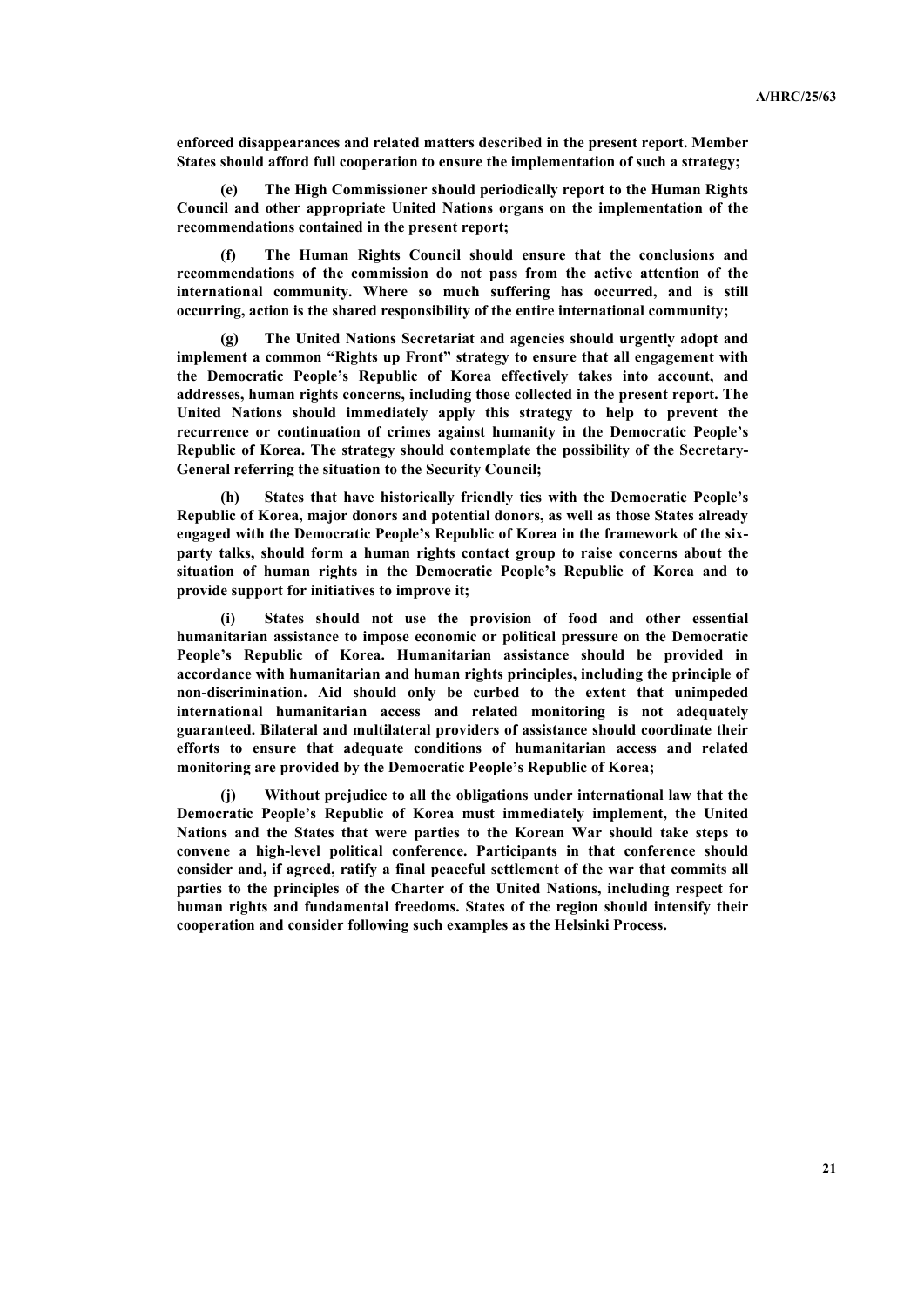**enforced disappearances and related matters described in the present report. Member States should afford full cooperation to ensure the implementation of such a strategy;**

**(e) The High Commissioner should periodically report to the Human Rights Council and other appropriate United Nations organs on the implementation of the recommendations contained in the present report;**

**(f) The Human Rights Council should ensure that the conclusions and recommendations of the commission do not pass from the active attention of the international community. Where so much suffering has occurred, and is still occurring, action is the shared responsibility of the entire international community;**

**(g) The United Nations Secretariat and agencies should urgently adopt and implement a common "Rights up Front" strategy to ensure that all engagement with the Democratic People's Republic of Korea effectively takes into account, and addresses, human rights concerns, including those collected in the present report. The United Nations should immediately apply this strategy to help to prevent the recurrence or continuation of crimes against humanity in the Democratic People's Republic of Korea. The strategy should contemplate the possibility of the Secretary-General referring the situation to the Security Council;**

**(h) States that have historically friendly ties with the Democratic People's Republic of Korea, major donors and potential donors, as well as those States already engaged with the Democratic People's Republic of Korea in the framework of the six-party talks, should form a human rights contact group to raise concerns about the situation of human rights in the Democratic People's Republic of Korea and to provide support for initiatives to improve it;**

**(i) States should not use the provision of food and other essential humanitarian assistance to impose economic or political pressure on the Democratic People's Republic of Korea. Humanitarian assistance should be provided in accordance with humanitarian and human rights principles, including the principle of non-discrimination. Aid should only be curbed to the extent that unimpeded international humanitarian access and related monitoring is not adequately guaranteed. Bilateral and multilateral providers of assistance should coordinate their efforts to ensure that adequate conditions of humanitarian access and related monitoring are provided by the Democratic People's Republic of Korea;**

**(j) Without prejudice to all the obligations under international law that the Democratic People's Republic of Korea must immediately implement, the United Nations and the States that were parties to the Korean War should take steps to convene a high-level political conference. Participants in that conference should consider and, if agreed, ratify a final peaceful settlement of the war that commits all parties to the principles of the Charter of the United Nations, including respect for human rights and fundamental freedoms. States of the region should intensify their cooperation and consider following such examples as the Helsinki Process.**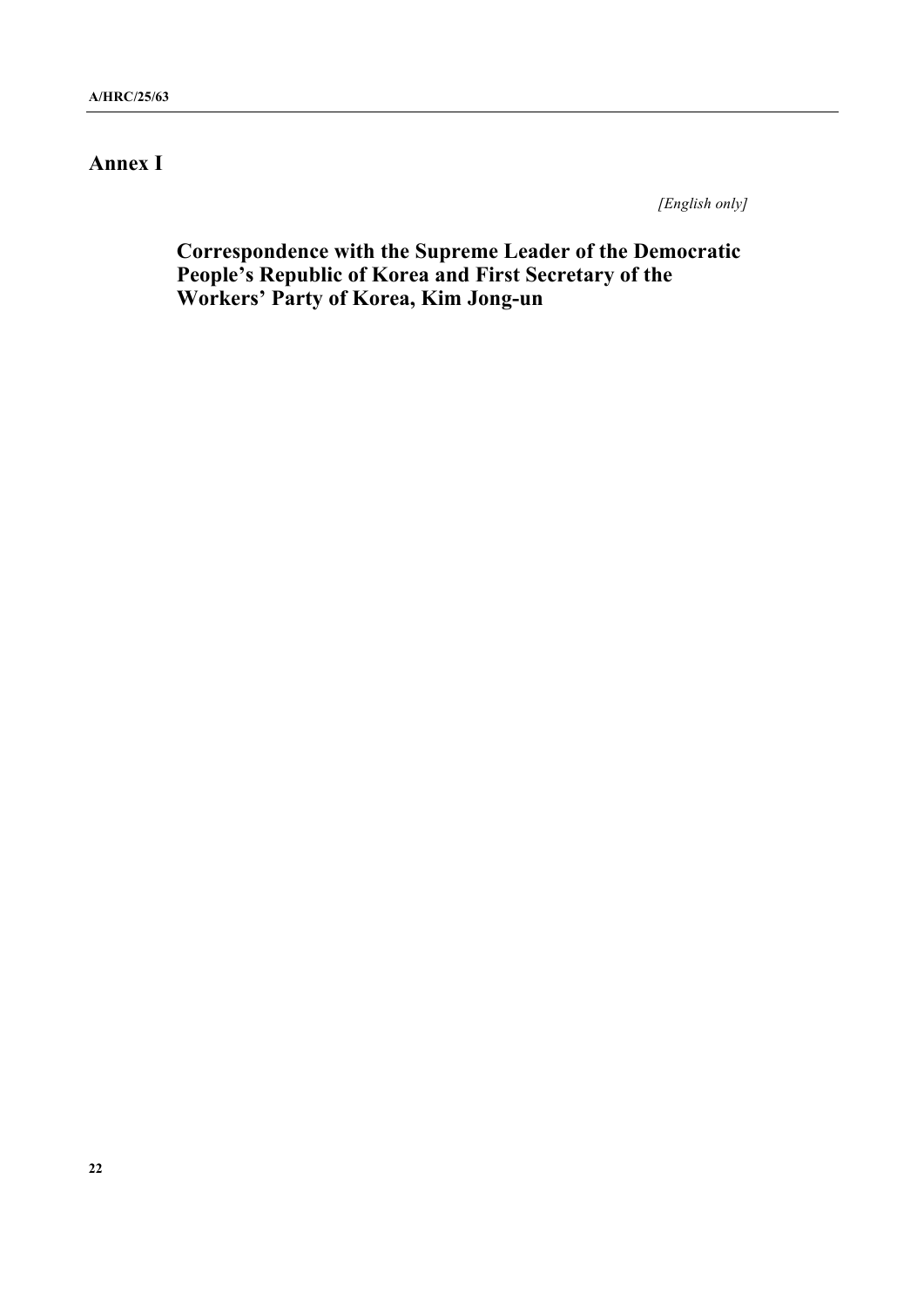# Annex I

*[English only]*

## Correspondence with the Supreme Leader of the Democratic People's Republic of Korea and First Secretary of the Workers' Party of Korea, Kim Jong-un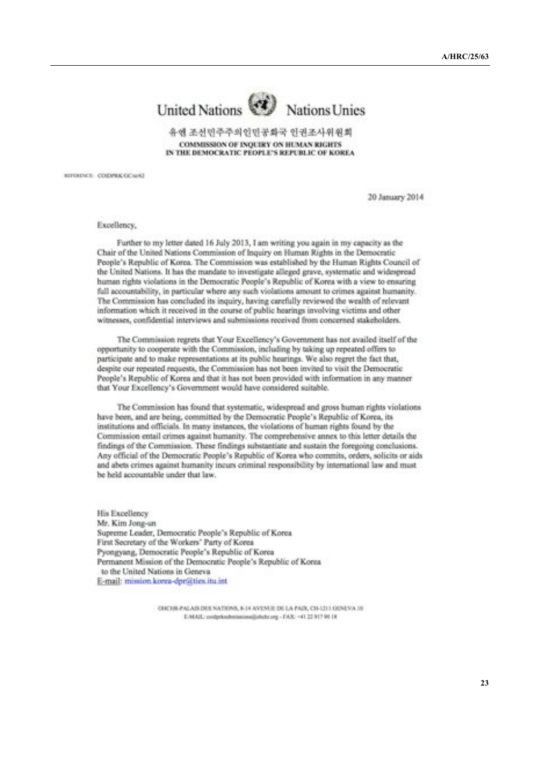United Nations Nations Unies

유엔 조선민주주의인민공화국 인권조사위원회

COMMISSION OF INQUIRY ON HUMAN RIGHTS IN THE DEMOCRATIC PEOPLE'S REPUBLIC OF KOREA

REFERENCE: COIDPRK/OC/a/62

20 January 2014

Excellency,

Further to my letter dated 16 July 2013, I am writing you again in my capacity as the Chair of the United Nations Commission of Inquiry on Human Rights in the Democratic People's Republic of Korea. The Commission was established by the Human Rights Council of the United Nations. It has the mandate to investigate alleged grave, systematic and widespread human rights violations in the Democratic People's Republic of Korea with a view to ensuring full accountability, in particular where any such violations amount to crimes against humanity. The Commission has concluded its inquiry, having carefully reviewed the wealth of relevant information which it received in the course of public hearings involving victims and other witnesses, confidential interviews and submissions received from concerned stakeholders.

The Commission regrets that Your Excellency's Government has not availed itself of the opportunity to cooperate with the Commission, including by taking up repeated offers to participate and to make representations at its public hearings. We also regret the fact that, despite our repeated requests, the Commission has not been invited to visit the Democratic People's Republic of Korea and that it has not been provided with information in any manner that Your Excellency's Government would have considered suitable.

The Commission has found that systematic, widespread and gross human rights violations have been, and are being, committed by the Democratic People's Republic of Korea, its institutions and officials. In many instances, the violations of human rights found by the Commission entail crimes against humanity. The comprehensive annex to this letter details the findings of the Commission. These findings substantiate and sustain the foregoing conclusions. Any official of the Democratic People's Republic of Korea who commits, orders, solicits or aids and abets crimes against humanity incurs criminal responsibility by international law and must be held accountable under that law.

His Excellency
Mr. Kim Jong-un
Supreme Leader, Democratic People's Republic of Korea
First Secretary of the Workers' Party of Korea
Pyongyang, Democratic People's Republic of Korea
Permanent Mission of the Democratic People's Republic of Korea
to the United Nations in Geneva
E-mail: mission.korea-dpr@ties.itu.int

OHCHR-PALAIS DES NATIONS, 8-14 AVENUE DE LA PAIX, CH-1211 GENEVA 10
E-MAIL: coidprksubmissions@ohchr.org - FAX: +41 22 917 90 18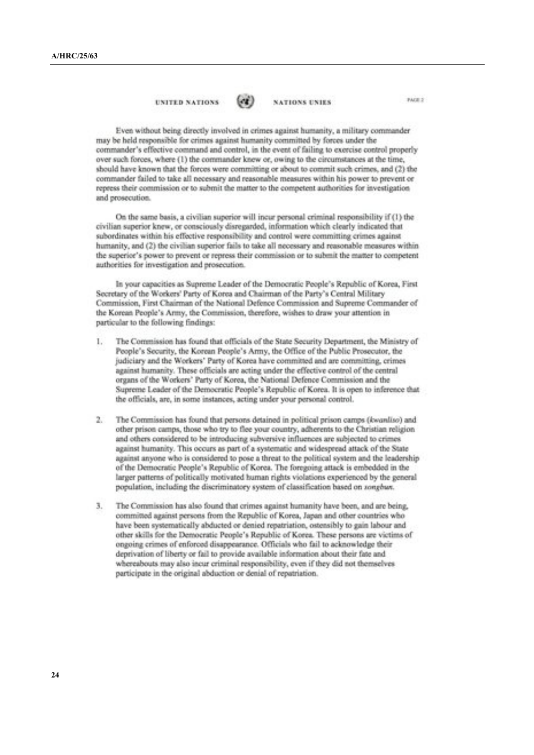UNITED NATIONS NATIONS UNIES

PAGE 2

Even without being directly involved in crimes against humanity, a military commander may be held responsible for crimes against humanity committed by forces under the commander's effective command and control, in the event of failing to exercise control properly over such forces, where (1) the commander knew or, owing to the circumstances at the time, should have known that the forces were committing or about to commit such crimes, and (2) the commander failed to take all necessary and reasonable measures within his power to prevent or repress their commission or to submit the matter to the competent authorities for investigation and prosecution.

On the same basis, a civilian superior will incur personal criminal responsibility if (1) the civilian superior knew, or consciously disregarded, information which clearly indicated that subordinates within his effective responsibility and control were committing crimes against humanity, and (2) the civilian superior fails to take all necessary and reasonable measures within the superior's power to prevent or repress their commission or to submit the matter to competent authorities for investigation and prosecution.

In your capacities as Supreme Leader of the Democratic People's Republic of Korea, First Secretary of the Workers' Party of Korea and Chairman of the Party's Central Military Commission, First Chairman of the National Defence Commission and Supreme Commander of the Korean People's Army, the Commission, therefore, wishes to draw your attention in particular to the following findings:

1. The Commission has found that officials of the State Security Department, the Ministry of People's Security, the Korean People's Army, the Office of the Public Prosecutor, the judiciary and the Workers' Party of Korea have committed and are committing, crimes against humanity. These officials are acting under the effective control of the central organs of the Workers' Party of Korea, the National Defence Commission and the Supreme Leader of the Democratic People's Republic of Korea. It is open to inference that the officials, are, in some instances, acting under your personal control.

2. The Commission has found that persons detained in political prison camps (*kwanliso*) and other prison camps, those who try to flee your country, adherents to the Christian religion and others considered to be introducing subversive influences are subjected to crimes against humanity. This occurs as part of a systematic and widespread attack of the State against anyone who is considered to pose a threat to the political system and the leadership of the Democratic People's Republic of Korea. The foregoing attack is embedded in the larger patterns of politically motivated human rights violations experienced by the general population, including the discriminatory system of classification based on *songbun*.

3. The Commission has also found that crimes against humanity have been, and are being, committed against persons from the Republic of Korea, Japan and other countries who have been systematically abducted or denied repatriation, ostensibly to gain labour and other skills for the Democratic People's Republic of Korea. These persons are victims of ongoing crimes of enforced disappearance. Officials who fail to acknowledge their deprivation of liberty or fail to provide available information about their fate and whereabouts may also incur criminal responsibility, even if they did not themselves participate in the original abduction or denial of repatriation.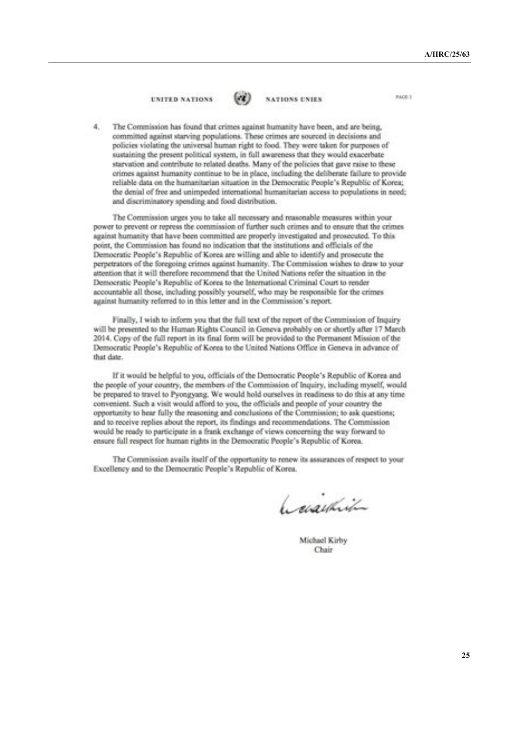UNITED NATIONS NATIONS UNIES

4. The Commission has found that crimes against humanity have been, and are being, committed against starving populations. These crimes are sourced in decisions and policies violating the universal human right to food. They were taken for purposes of sustaining the present political system, in full awareness that they would exacerbate starvation and contribute to related deaths. Many of the policies that gave raise to these crimes against humanity continue to be in place, including the deliberate failure to provide reliable data on the humanitarian situation in the Democratic People's Republic of Korea; the denial of free and unimpeded international humanitarian access to populations in need; and discriminatory spending and food distribution.

The Commission urges you to take all necessary and reasonable measures within your power to prevent or repress the commission of further such crimes and to ensure that the crimes against humanity that have been committed are properly investigated and prosecuted. To this point, the Commission has found no indication that the institutions and officials of the Democratic People's Republic of Korea are willing and able to identify and prosecute the perpetrators of the foregoing crimes against humanity. The Commission wishes to draw to your attention that it will therefore recommend that the United Nations refer the situation in the Democratic People's Republic of Korea to the International Criminal Court to render accountable all those, including possibly yourself, who may be responsible for the crimes against humanity referred to in this letter and in the Commission's report.

Finally, I wish to inform you that the full text of the report of the Commission of Inquiry will be presented to the Human Rights Council in Geneva probably on or shortly after 17 March 2014. Copy of the full report in its final form will be provided to the Permanent Mission of the Democratic People's Republic of Korea to the United Nations Office in Geneva in advance of that date.

If it would be helpful to you, officials of the Democratic People's Republic of Korea and the people of your country, the members of the Commission of Inquiry, including myself, would be prepared to travel to Pyongyang. We would hold ourselves in readiness to do this at any time convenient. Such a visit would afford to you, the officials and people of your country the opportunity to hear fully the reasoning and conclusions of the Commission; to ask questions; and to receive replies about the report, its findings and recommendations. The Commission would be ready to participate in a frank exchange of views concerning the way forward to ensure full respect for human rights in the Democratic People's Republic of Korea.

The Commission avails itself of the opportunity to renew its assurances of respect to your Excellency and to the Democratic People's Republic of Korea.

Michael Kirby
Chair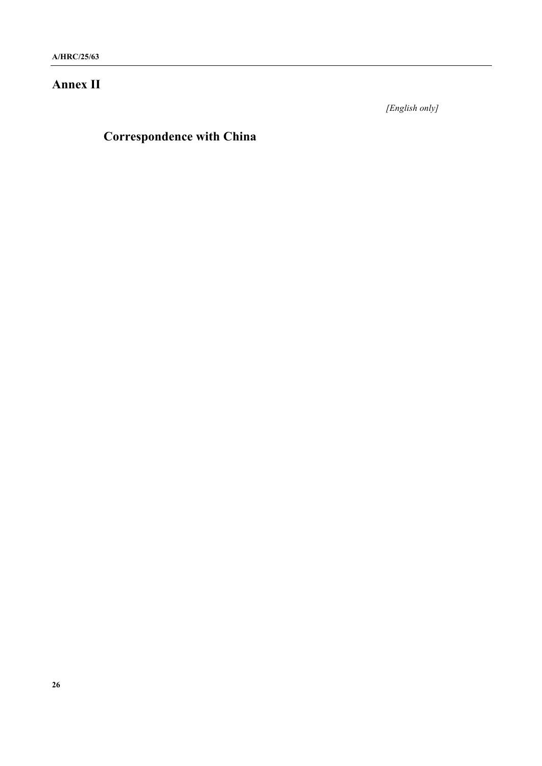# Annex II

*[English only]*

## Correspondence with China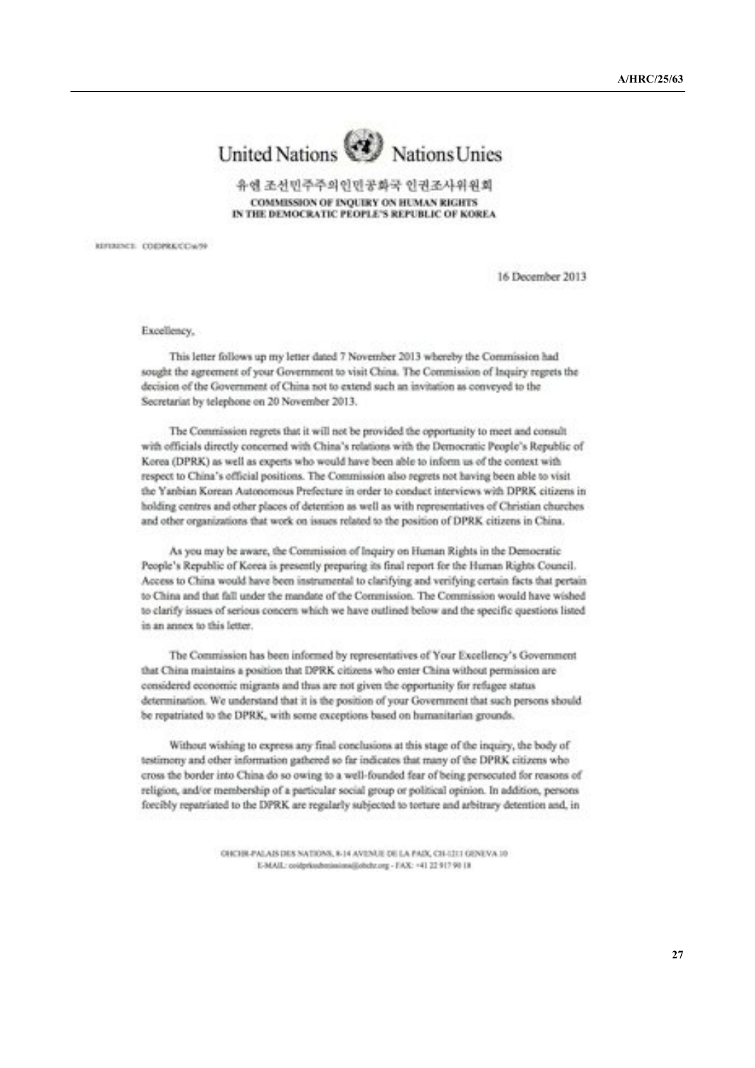United Nations Nations Unies

유엔 조선민주주의인민공화국 인권조사위원회

**COMMISSION OF INQUIRY ON HUMAN RIGHTS IN THE DEMOCRATIC PEOPLE'S REPUBLIC OF KOREA**

REFERENCE: COIDPRK/CC/a/59

16 December 2013

Excellency,

This letter follows up my letter dated 7 November 2013 whereby the Commission had sought the agreement of your Government to visit China. The Commission of Inquiry regrets the decision of the Government of China not to extend such an invitation as conveyed to the Secretariat by telephone on 20 November 2013.

The Commission regrets that it will not be provided the opportunity to meet and consult with officials directly concerned with China's relations with the Democratic People's Republic of Korea (DPRK) as well as experts who would have been able to inform us of the context with respect to China's official positions. The Commission also regrets not having been able to visit the Yanbian Korean Autonomous Prefecture in order to conduct interviews with DPRK citizens in holding centres and other places of detention as well as with representatives of Christian churches and other organizations that work on issues related to the position of DPRK citizens in China.

As you may be aware, the Commission of Inquiry on Human Rights in the Democratic People's Republic of Korea is presently preparing its final report for the Human Rights Council. Access to China would have been instrumental to clarifying and verifying certain facts that pertain to China and that fall under the mandate of the Commission. The Commission would have wished to clarify issues of serious concern which we have outlined below and the specific questions listed in an annex to this letter.

The Commission has been informed by representatives of Your Excellency's Government that China maintains a position that DPRK citizens who enter China without permission are considered economic migrants and thus are not given the opportunity for refugee status determination. We understand that it is the position of your Government that such persons should be repatriated to the DPRK, with some exceptions based on humanitarian grounds.

Without wishing to express any final conclusions at this stage of the inquiry, the body of testimony and other information gathered so far indicates that many of the DPRK citizens who cross the border into China do so owing to a well-founded fear of being persecuted for reasons of religion, and/or membership of a particular social group or political opinion. In addition, persons forcibly repatriated to the DPRK are regularly subjected to torture and arbitrary detention and, in

OHCHR-PALAIS DES NATIONS, 8-14 AVENUE DE LA PAIX, CH-1211 GENEVA 10
E-MAIL: coidprkSubmissions@ohchr.org - FAX: +41 22 917 90 18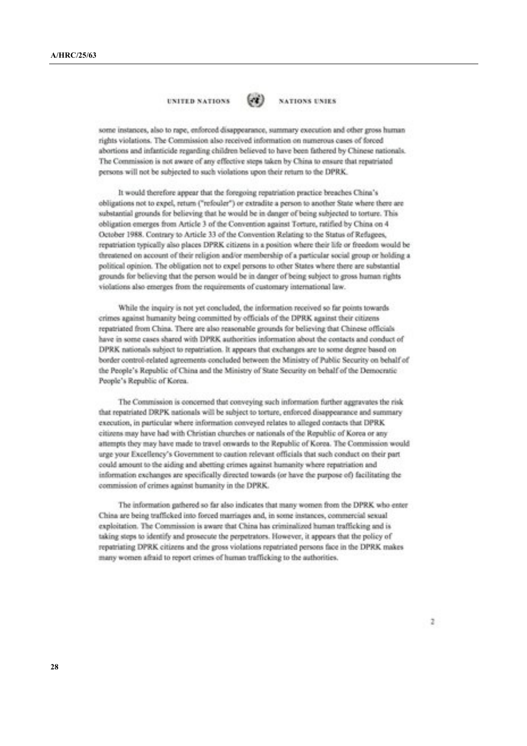UNITED NATIONS NATIONS UNIES

some instances, also to rape, enforced disappearance, summary execution and other gross human rights violations. The Commission also received information on numerous cases of forced abortions and infanticide regarding children believed to have been fathered by Chinese nationals. The Commission is not aware of any effective steps taken by China to ensure that repatriated persons will not be subjected to such violations upon their return to the DPRK.

It would therefore appear that the foregoing repatriation practice breaches China's obligations not to expel, return ("refouler") or extradite a person to another State where there are substantial grounds for believing that he would be in danger of being subjected to torture. This obligation emerges from Article 3 of the Convention against Torture, ratified by China on 4 October 1988. Contrary to Article 33 of the Convention Relating to the Status of Refugees, repatriation typically also places DPRK citizens in a position where their life or freedom would be threatened on account of their religion and/or membership of a particular social group or holding a political opinion. The obligation not to expel persons to other States where there are substantial grounds for believing that the person would be in danger of being subject to gross human rights violations also emerges from the requirements of customary international law.

While the inquiry is not yet concluded, the information received so far points towards crimes against humanity being committed by officials of the DPRK against their citizens repatriated from China. There are also reasonable grounds for believing that Chinese officials have in some cases shared with DPRK authorities information about the contacts and conduct of DPRK nationals subject to repatriation. It appears that exchanges are to some degree based on border control-related agreements concluded between the Ministry of Public Security on behalf of the People's Republic of China and the Ministry of State Security on behalf of the Democratic People's Republic of Korea.

The Commission is concerned that conveying such information further aggravates the risk that repatriated DRPK nationals will be subject to torture, enforced disappearance and summary execution, in particular where information conveyed relates to alleged contacts that DPRK citizens may have had with Christian churches or nationals of the Republic of Korea or any attempts they may have made to travel onwards to the Republic of Korea. The Commission would urge your Excellency's Government to caution relevant officials that such conduct on their part could amount to the aiding and abetting crimes against humanity where repatriation and information exchanges are specifically directed towards (or have the purpose of) facilitating the commission of crimes against humanity in the DPRK.

The information gathered so far also indicates that many women from the DPRK who enter China are being trafficked into forced marriages and, in some instances, commercial sexual exploitation. The Commission is aware that China has criminalized human trafficking and is taking steps to identify and prosecute the perpetrators. However, it appears that the policy of repatriating DPRK citizens and the gross violations repatriated persons face in the DPRK makes many women afraid to report crimes of human trafficking to the authorities.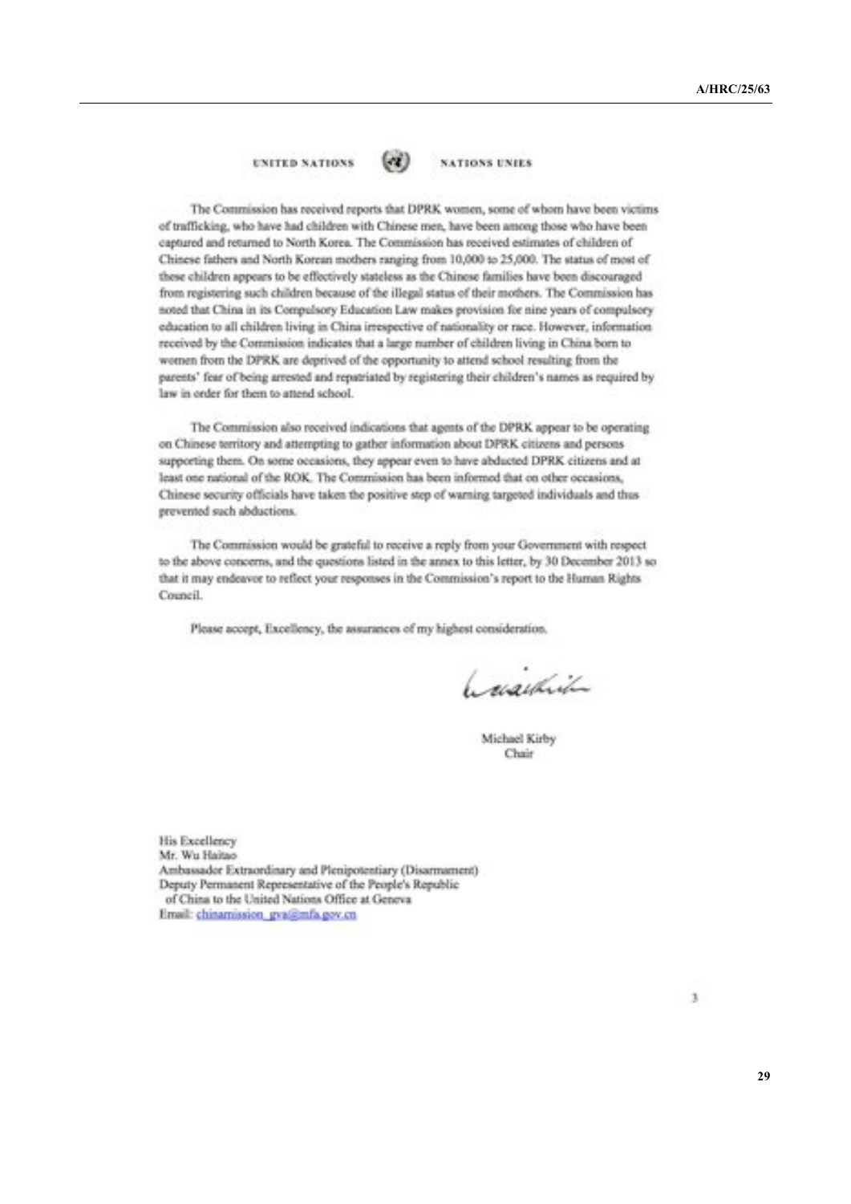UNITED NATIONS NATIONS UNIES

The Commission has received reports that DPRK women, some of whom have been victims of trafficking, who have had children with Chinese men, have been among those who have been captured and returned to North Korea. The Commission has received estimates of children of Chinese fathers and North Korean mothers ranging from 10,000 to 25,000. The status of most of these children appears to be effectively stateless as the Chinese families have been discouraged from registering such children because of the illegal status of their mothers. The Commission has noted that China in its Compulsory Education Law makes provision for nine years of compulsory education to all children living in China irrespective of nationality or race. However, information received by the Commission indicates that a large number of children living in China born to women from the DPRK are deprived of the opportunity to attend school resulting from the parents' fear of being arrested and repatriated by registering their children's names as required by law in order for them to attend school.

The Commission also received indications that agents of the DPRK appear to be operating on Chinese territory and attempting to gather information about DPRK citizens and persons supporting them. On some occasions, they appear even to have abducted DPRK citizens and at least one national of the ROK. The Commission has been informed that on other occasions, Chinese security officials have taken the positive step of warning targeted individuals and thus prevented such abductions.

The Commission would be grateful to receive a reply from your Government with respect to the above concerns, and the questions listed in the annex to this letter, by 30 December 2013 so that it may endeavor to reflect your responses in the Commission's report to the Human Rights Council.

Please accept, Excellency, the assurances of my highest consideration.

Michael Kirby
Chair

His Excellency
Mr. Wu Haitao
Ambassador Extraordinary and Plenipotentiary (Disarmament)
Deputy Permanent Representative of the People's Republic of China to the United Nations Office at Geneva
Email: chinamission_gva@mfa.gov.cn

3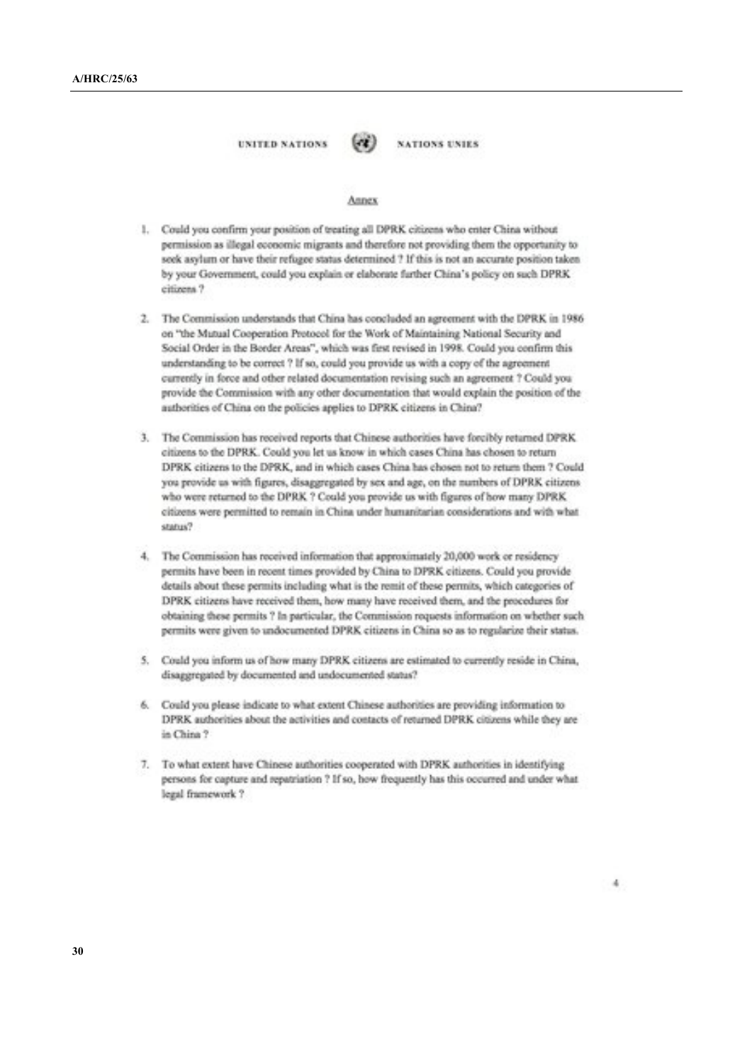UNITED NATIONS NATIONS UNIES

Annex

1. Could you confirm your position of treating all DPRK citizens who enter China without permission as illegal economic migrants and therefore not providing them the opportunity to seek asylum or have their refugee status determined ? If this is not an accurate position taken by your Government, could you explain or elaborate further China's policy on such DPRK citizens ?

2. The Commission understands that China has concluded an agreement with the DPRK in 1986 on "the Mutual Cooperation Protocol for the Work of Maintaining National Security and Social Order in the Border Areas", which was first revised in 1998. Could you confirm this understanding to be correct ? If so, could you provide us with a copy of the agreement currently in force and other related documentation revising such an agreement ? Could you provide the Commission with any other documentation that would explain the position of the authorities of China on the policies applies to DPRK citizens in China?

3. The Commission has received reports that Chinese authorities have forcibly returned DPRK citizens to the DPRK. Could you let us know in which cases China has chosen to return DPRK citizens to the DPRK, and in which cases China has chosen not to return them ? Could you provide us with figures, disaggregated by sex and age, on the numbers of DPRK citizens who were returned to the DPRK ? Could you provide us with figures of how many DPRK citizens were permitted to remain in China under humanitarian considerations and with what status?

4. The Commission has received information that approximately 20,000 work or residency permits have been in recent times provided by China to DPRK citizens. Could you provide details about these permits including what is the remit of these permits, which categories of DPRK citizens have received them, how many have received them, and the procedures for obtaining these permits ? In particular, the Commission requests information on whether such permits were given to undocumented DPRK citizens in China so as to regularize their status.

5. Could you inform us of how many DPRK citizens are estimated to currently reside in China, disaggregated by documented and undocumented status?

6. Could you please indicate to what extent Chinese authorities are providing information to DPRK authorities about the activities and contacts of returned DPRK citizens while they are in China ?

7. To what extent have Chinese authorities cooperated with DPRK authorities in identifying persons for capture and repatriation ? If so, how frequently has this occurred and under what legal framework ?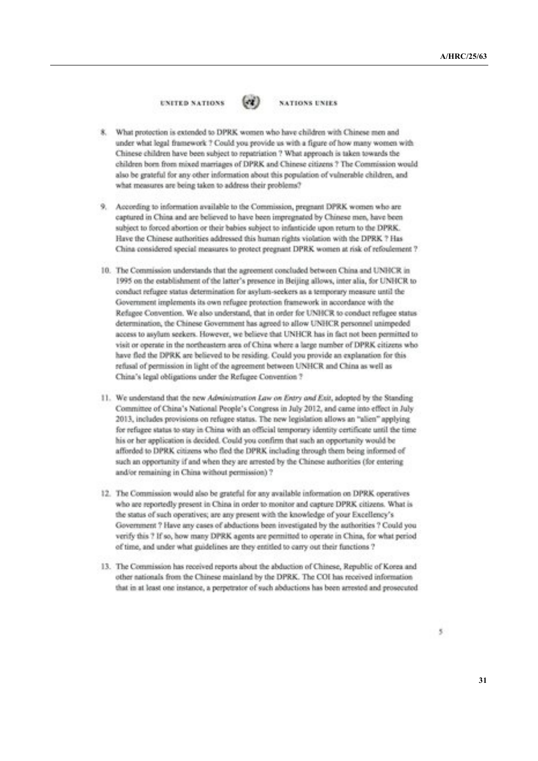UNITED NATIONS NATIONS UNIES

8. What protection is extended to DPRK women who have children with Chinese men and under what legal framework ? Could you provide us with a figure of how many women with Chinese children have been subject to repatriation ? What approach is taken towards the children born from mixed marriages of DPRK and Chinese citizens ? The Commission would also be grateful for any other information about this population of vulnerable children, and what measures are being taken to address their problems?

9. According to information available to the Commission, pregnant DPRK women who are captured in China and are believed to have been impregnated by Chinese men, have been subject to forced abortion or their babies subject to infanticide upon return to the DPRK. Have the Chinese authorities addressed this human rights violation with the DPRK ? Has China considered special measures to protect pregnant DPRK women at risk of refoulement ?

10. The Commission understands that the agreement concluded between China and UNHCR in 1995 on the establishment of the latter's presence in Beijing allows, inter alia, for UNHCR to conduct refugee status determination for asylum-seekers as a temporary measure until the Government implements its own refugee protection framework in accordance with the Refugee Convention. We also understand, that in order for UNHCR to conduct refugee status determination, the Chinese Government has agreed to allow UNHCR personnel unimpeded access to asylum seekers. However, we believe that UNHCR has in fact not been permitted to visit or operate in the northeastern area of China where a large number of DPRK citizens who have fled the DPRK are believed to be residing. Could you provide an explanation for this refusal of permission in light of the agreement between UNHCR and China as well as China's legal obligations under the Refugee Convention ?

11. We understand that the new *Administration Law on Entry and Exit*, adopted by the Standing Committee of China's National People's Congress in July 2012, and came into effect in July 2013, includes provisions on refugee status. The new legislation allows an "alien" applying for refugee status to stay in China with an official temporary identity certificate until the time his or her application is decided. Could you confirm that such an opportunity would be afforded to DPRK citizens who fled the DPRK including through them being informed of such an opportunity if and when they are arrested by the Chinese authorities (for entering and/or remaining in China without permission) ?

12. The Commission would also be grateful for any available information on DPRK operatives who are reportedly present in China in order to monitor and capture DPRK citizens. What is the status of such operatives; are any present with the knowledge of your Excellency's Government ? Have any cases of abductions been investigated by the authorities ? Could you verify this ? If so, how many DPRK agents are permitted to operate in China, for what period of time, and under what guidelines are they entitled to carry out their functions ?

13. The Commission has received reports about the abduction of Chinese, Republic of Korea and other nationals from the Chinese mainland by the DPRK. The COI has received information that in at least one instance, a perpetrator of such abductions has been arrested and prosecuted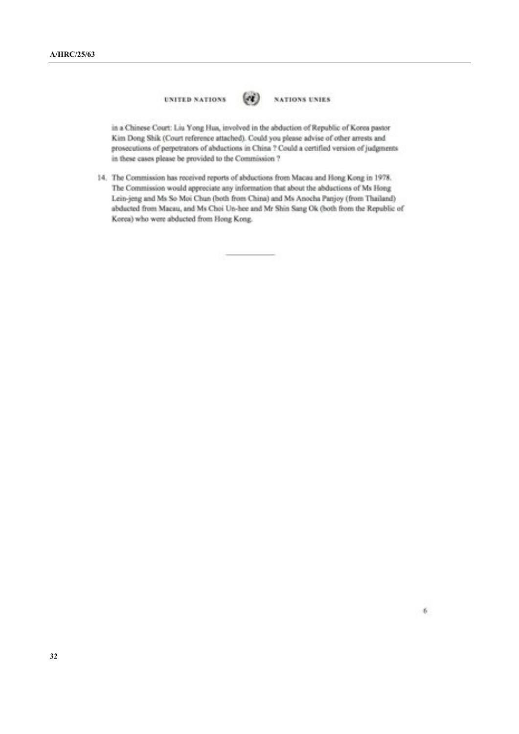UNITED NATIONS NATIONS UNIES

in a Chinese Court: Liu Yong Hua, involved in the abduction of Republic of Korea pastor Kim Dong Shik (Court reference attached). Could you please advise of other arrests and prosecutions of perpetrators of abductions in China ? Could a certified version of judgments in these cases please be provided to the Commission ?

14. The Commission has received reports of abductions from Macau and Hong Kong in 1978. The Commission would appreciate any information that about the abductions of Ms Hong Lein-jeng and Ms So Moi Chun (both from China) and Ms Anocha Panjoy (from Thailand) abducted from Macau, and Ms Choi Un-hee and Mr Shin Sang Ok (both from the Republic of Korea) who were abducted from Hong Kong.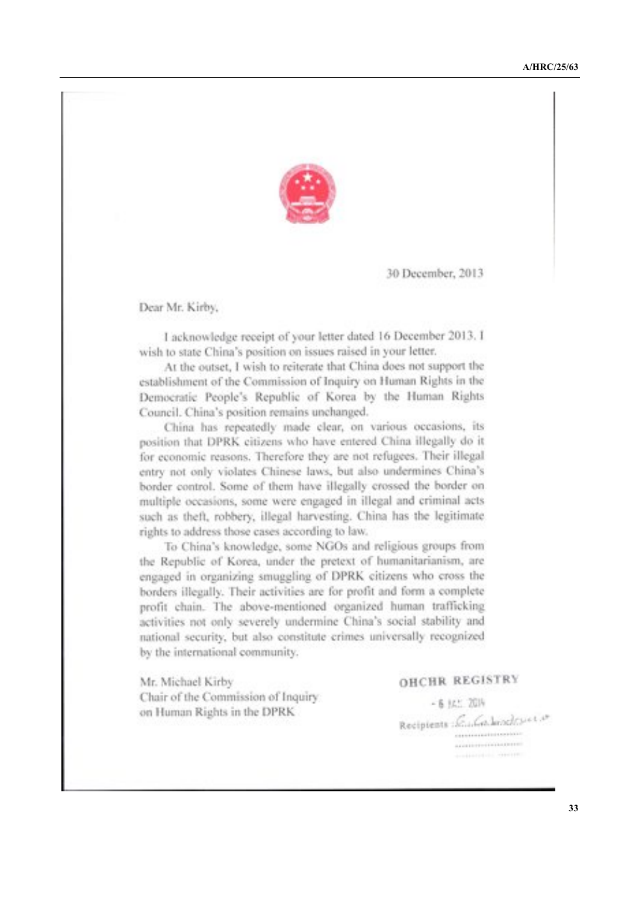30 December, 2013

Dear Mr. Kirby,

I acknowledge receipt of your letter dated 16 December 2013. I wish to state China's position on issues raised in your letter.

At the outset, I wish to reiterate that China does not support the establishment of the Commission of Inquiry on Human Rights in the Democratic People's Republic of Korea by the Human Rights Council. China's position remains unchanged.

China has repeatedly made clear, on various occasions, its position that DPRK citizens who have entered China illegally do it for economic reasons. Therefore they are not refugees. Their illegal entry not only violates Chinese laws, but also undermines China's border control. Some of them have illegally crossed the border on multiple occasions, some were engaged in illegal and criminal acts such as theft, robbery, illegal harvesting. China has the legitimate rights to address those cases according to law.

To China's knowledge, some NGOs and religious groups from the Republic of Korea, under the pretext of humanitarianism, are engaged in organizing smuggling of DPRK citizens who cross the borders illegally. Their activities are for profit and form a complete profit chain. The above-mentioned organized human trafficking activities not only severely undermine China's social stability and national security, but also constitute crimes universally recognized by the international community.

Mr. Michael Kirby
Chair of the Commission of Inquiry
on Human Rights in the DPRK

OHCHR REGISTRY

- 6 JAN. 2014

Recipients : C. Cabanduca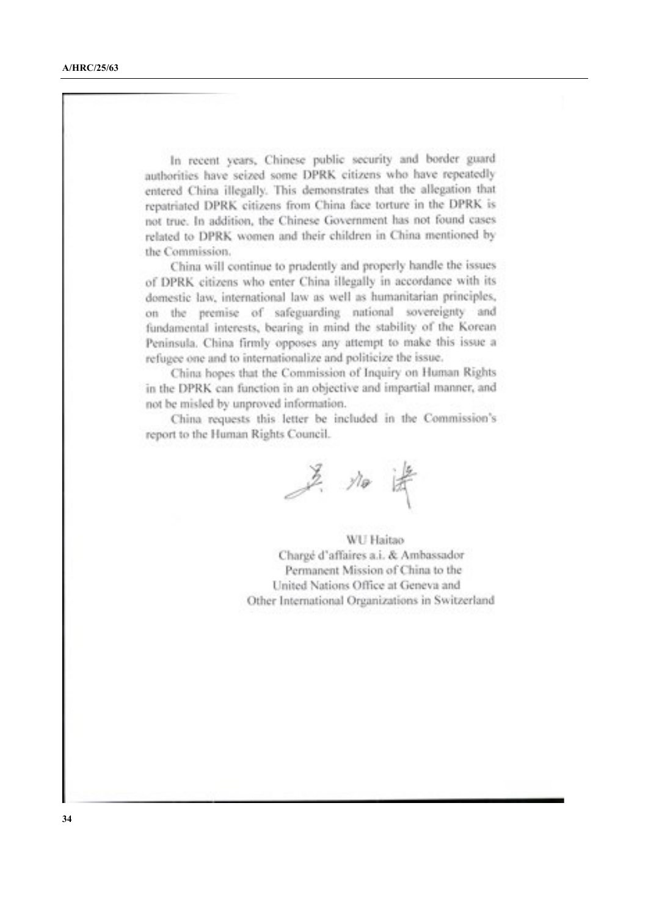In recent years, Chinese public security and border guard authorities have seized some DPRK citizens who have repeatedly entered China illegally. This demonstrates that the allegation that repatriated DPRK citizens from China face torture in the DPRK is not true. In addition, the Chinese Government has not found cases related to DPRK women and their children in China mentioned by the Commission.

China will continue to prudently and properly handle the issues of DPRK citizens who enter China illegally in accordance with its domestic law, international law as well as humanitarian principles, on the premise of safeguarding national sovereignty and fundamental interests, bearing in mind the stability of the Korean Peninsula. China firmly opposes any attempt to make this issue a refugee one and to internationalize and politicize the issue.

China hopes that the Commission of Inquiry on Human Rights in the DPRK can function in an objective and impartial manner, and not be misled by unproved information.

China requests this letter be included in the Commission's report to the Human Rights Council.

吴海涛

WU Haitao
Chargé d'affaires a.i. & Ambassador
Permanent Mission of China to the
United Nations Office at Geneva and
Other International Organizations in Switzerland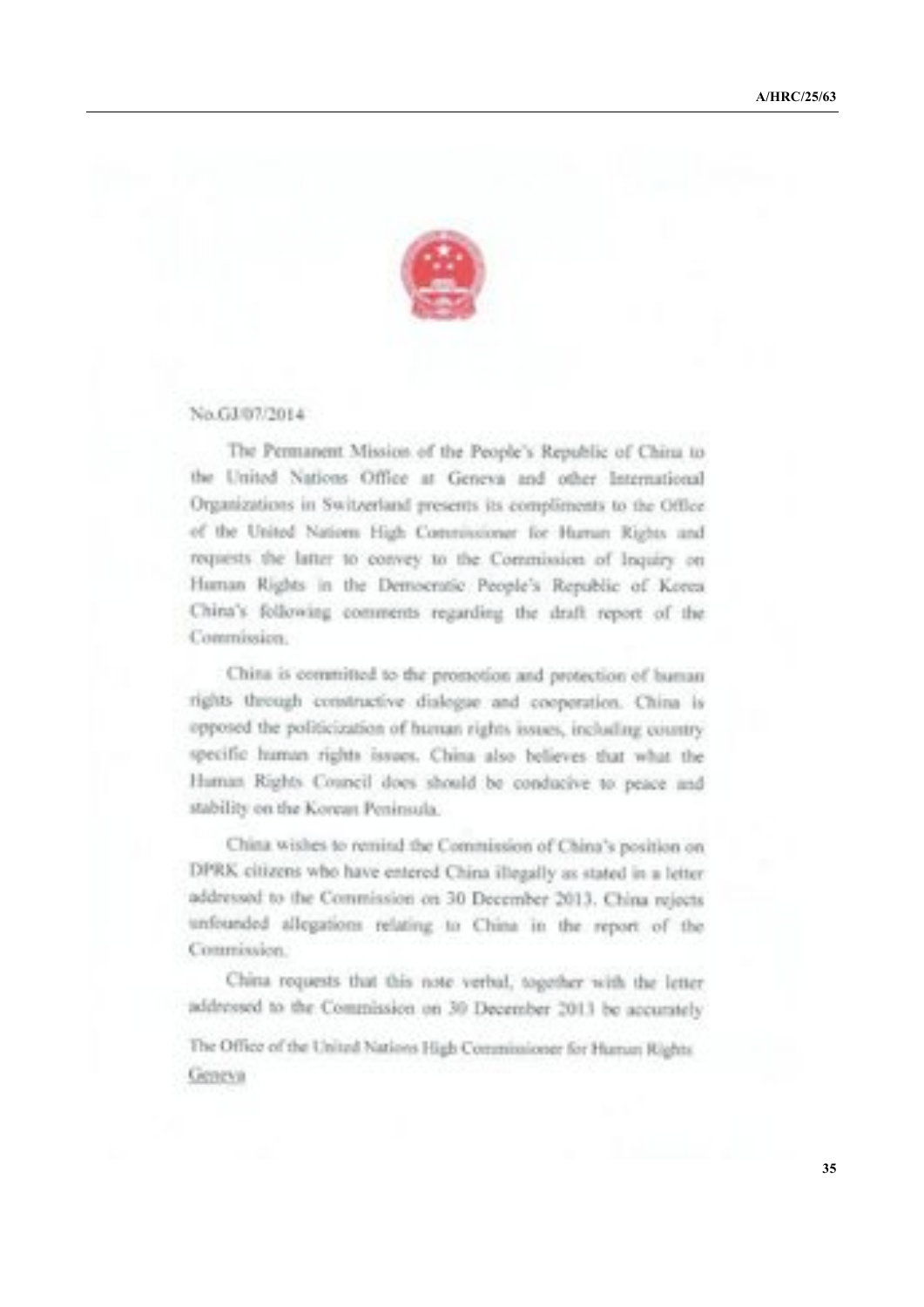No.GJ/07/2014

The Permanent Mission of the People's Republic of China to the United Nations Office at Geneva and other International Organizations in Switzerland presents its compliments to the Office of the United Nations High Commissioner for Human Rights and requests the latter to convey to the Commission of Inquiry on Human Rights in the Democratic People's Republic of Korea China's following comments regarding the draft report of the Commission.

China is committed to the promotion and protection of human rights through constructive dialogue and cooperation. China is opposed the politicization of human rights issues, including country specific human rights issues. China also believes that what the Human Rights Council does should be conducive to peace and stability on the Korean Peninsula.

China wishes to remind the Commission of China's position on DPRK citizens who have entered China illegally as stated in a letter addressed to the Commission on 30 December 2013. China rejects unfounded allegations relating to China in the report of the Commission.

China requests that this note verbal, together with the letter addressed to the Commission on 30 December 2013 be accurately

The Office of the United Nations High Commissioner for Human Rights

Geneva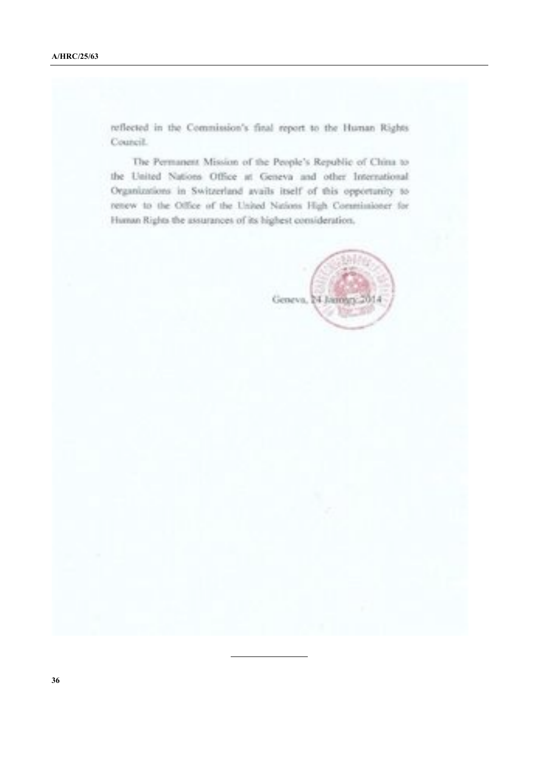reflected in the Commission's final report to the Human Rights Council.

The Permanent Mission of the People's Republic of China to the United Nations Office at Geneva and other International Organizations in Switzerland avails itself of this opportunity to renew to the Office of the United Nations High Commissioner for Human Rights the assurances of its highest consideration.

Geneva, 24 January 2014